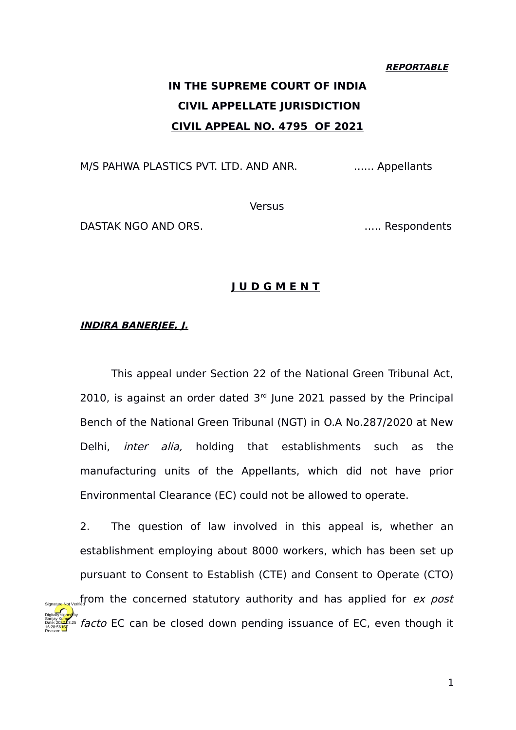***REPORTABLE***

**IN THE SUPREME COURT OF INDIA**

**CIVIL APPELLATE JURISDICTION**

**CIVIL APPEAL NO. 4795 OF 2021**

M/S PAHWA PLASTICS PVT. LTD. AND ANR. …... Appellants

Versus

DASTAK NGO AND ORS. ….. Respondents

**J U D G M E N T**

***INDIRA BANERJEE, J.***

This appeal under Section 22 of the National Green Tribunal Act, 2010, is against an order dated 3rd June 2021 passed by the Principal Bench of the National Green Tribunal (NGT) in O.A No.287/2020 at New Delhi, *inter alia,* holding that establishments such as the manufacturing units of the Appellants, which did not have prior Environmental Clearance (EC) could not be allowed to operate.

2. The question of law involved in this appeal is, whether an establishment employing about 8000 workers, which has been set up pursuant to Consent to Establish (CTE) and Consent to Operate (CTO) from the concerned statutory authority and has applied for *ex post facto* EC can be closed down pending issuance of EC, even though it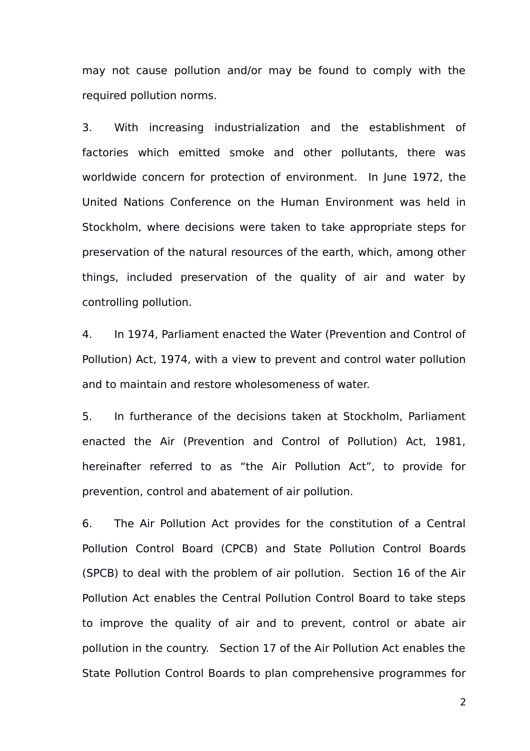may not cause pollution and/or may be found to comply with the required pollution norms.

3. With increasing industrialization and the establishment of factories which emitted smoke and other pollutants, there was worldwide concern for protection of environment. In June 1972, the United Nations Conference on the Human Environment was held in Stockholm, where decisions were taken to take appropriate steps for preservation of the natural resources of the earth, which, among other things, included preservation of the quality of air and water by controlling pollution.

4. In 1974, Parliament enacted the Water (Prevention and Control of Pollution) Act, 1974, with a view to prevent and control water pollution and to maintain and restore wholesomeness of water.

5. In furtherance of the decisions taken at Stockholm, Parliament enacted the Air (Prevention and Control of Pollution) Act, 1981, hereinafter referred to as "the Air Pollution Act", to provide for prevention, control and abatement of air pollution.

6. The Air Pollution Act provides for the constitution of a Central Pollution Control Board (CPCB) and State Pollution Control Boards (SPCB) to deal with the problem of air pollution. Section 16 of the Air Pollution Act enables the Central Pollution Control Board to take steps to improve the quality of air and to prevent, control or abate air pollution in the country. Section 17 of the Air Pollution Act enables the State Pollution Control Boards to plan comprehensive programmes for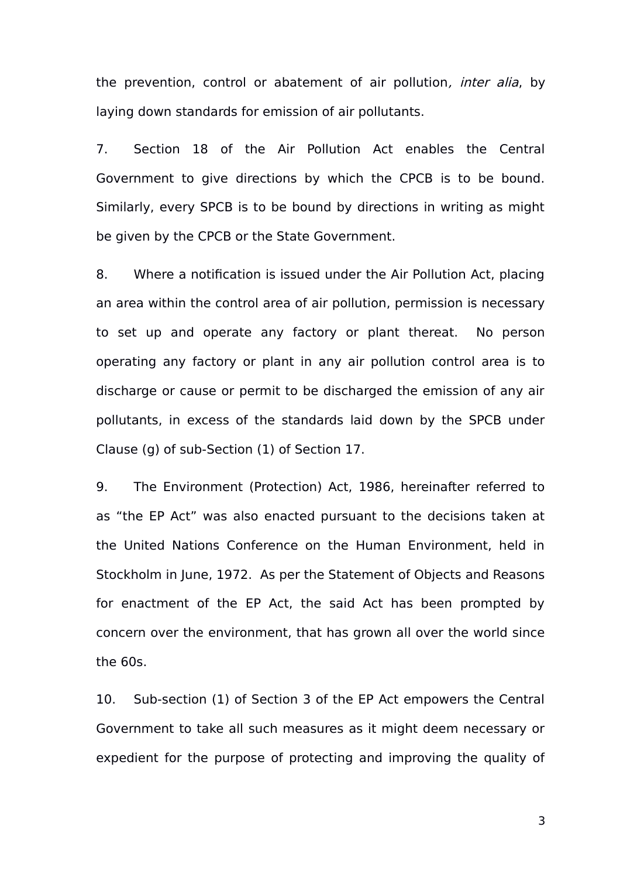the prevention, control or abatement of air pollution*, inter alia*, by laying down standards for emission of air pollutants.

7. Section 18 of the Air Pollution Act enables the Central Government to give directions by which the CPCB is to be bound. Similarly, every SPCB is to be bound by directions in writing as might be given by the CPCB or the State Government.

8. Where a notification is issued under the Air Pollution Act, placing an area within the control area of air pollution, permission is necessary to set up and operate any factory or plant thereat. No person operating any factory or plant in any air pollution control area is to discharge or cause or permit to be discharged the emission of any air pollutants, in excess of the standards laid down by the SPCB under Clause (g) of sub-Section (1) of Section 17.

9. The Environment (Protection) Act, 1986, hereinafter referred to as "the EP Act" was also enacted pursuant to the decisions taken at the United Nations Conference on the Human Environment, held in Stockholm in June, 1972. As per the Statement of Objects and Reasons for enactment of the EP Act, the said Act has been prompted by concern over the environment, that has grown all over the world since the 60s.

10. Sub-section (1) of Section 3 of the EP Act empowers the Central Government to take all such measures as it might deem necessary or expedient for the purpose of protecting and improving the quality of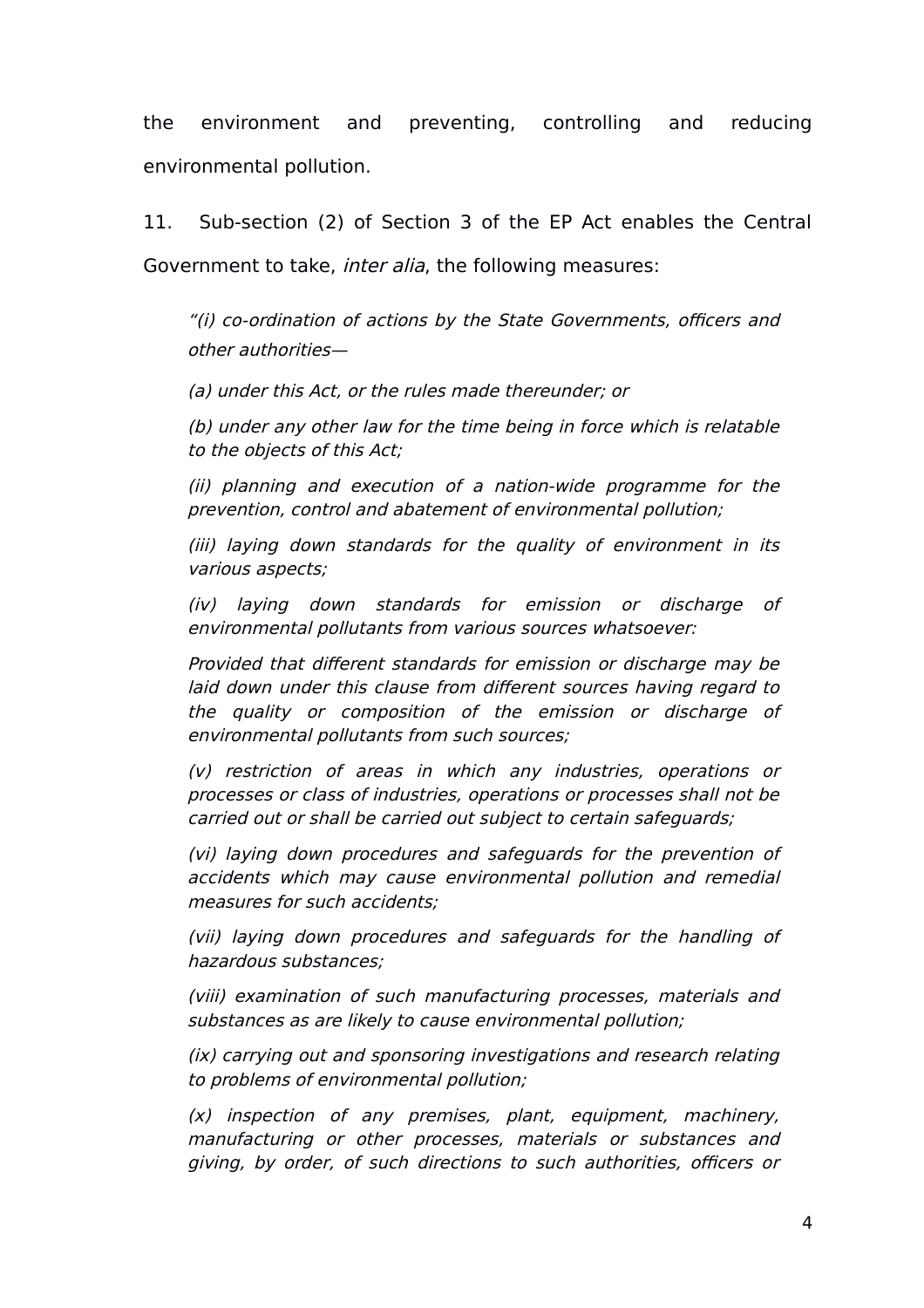the environment and preventing, controlling and reducing environmental pollution.

11. Sub-section (2) of Section 3 of the EP Act enables the Central Government to take, *inter alia*, the following measures:

> *"(i) co-ordination of actions by the State Governments, officers and other authorities—*
>
> *(a) under this Act, or the rules made thereunder; or*
>
> *(b) under any other law for the time being in force which is relatable to the objects of this Act;*
>
> *(ii) planning and execution of a nation-wide programme for the prevention, control and abatement of environmental pollution;*
>
> *(iii) laying down standards for the quality of environment in its various aspects;*
>
> *(iv) laying down standards for emission or discharge of environmental pollutants from various sources whatsoever:*
>
> *Provided that different standards for emission or discharge may be laid down under this clause from different sources having regard to the quality or composition of the emission or discharge of environmental pollutants from such sources;*
>
> *(v) restriction of areas in which any industries, operations or processes or class of industries, operations or processes shall not be carried out or shall be carried out subject to certain safeguards;*
>
> *(vi) laying down procedures and safeguards for the prevention of accidents which may cause environmental pollution and remedial measures for such accidents;*
>
> *(vii) laying down procedures and safeguards for the handling of hazardous substances;*
>
> *(viii) examination of such manufacturing processes, materials and substances as are likely to cause environmental pollution;*
>
> *(ix) carrying out and sponsoring investigations and research relating to problems of environmental pollution;*
>
> *(x) inspection of any premises, plant, equipment, machinery, manufacturing or other processes, materials or substances and giving, by order, of such directions to such authorities, officers or*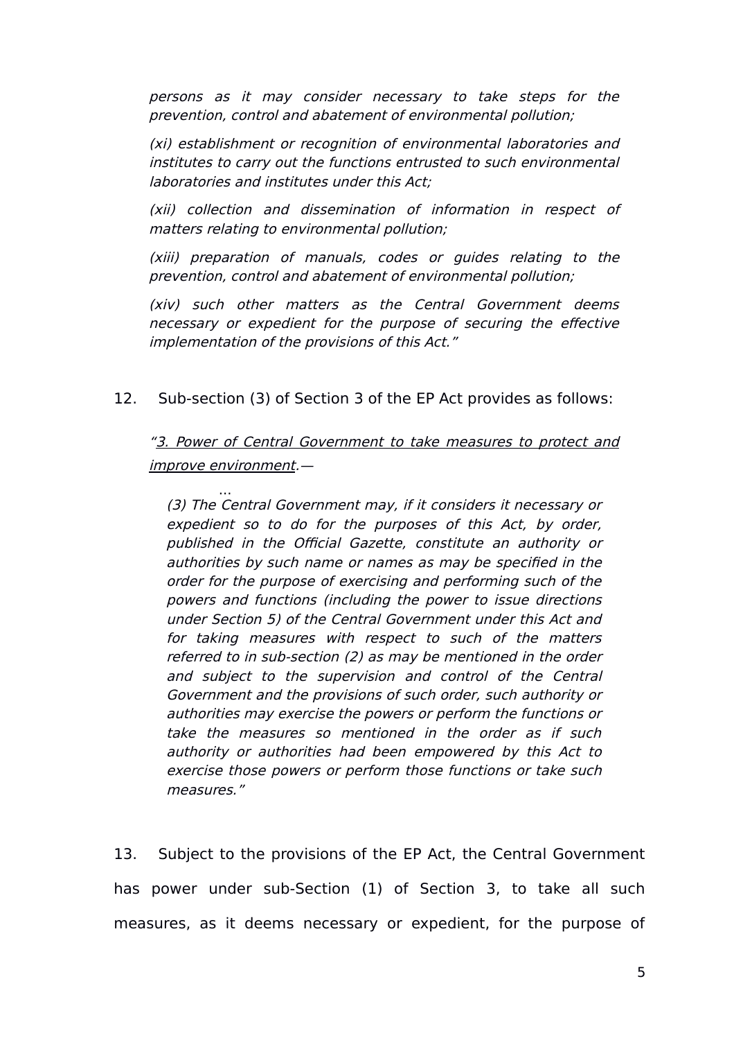*persons as it may consider necessary to take steps for the prevention, control and abatement of environmental pollution;*

*(xi) establishment or recognition of environmental laboratories and institutes to carry out the functions entrusted to such environmental laboratories and institutes under this Act;*

*(xii) collection and dissemination of information in respect of matters relating to environmental pollution;*

*(xiii) preparation of manuals, codes or guides relating to the prevention, control and abatement of environmental pollution;*

*(xiv) such other matters as the Central Government deems necessary or expedient for the purpose of securing the effective implementation of the provisions of this Act."*

12. Sub-section (3) of Section 3 of the EP Act provides as follows:

*"3. Power of Central Government to take measures to protect and improve environment.—*

*...*

*(3) The Central Government may, if it considers it necessary or expedient so to do for the purposes of this Act, by order, published in the Official Gazette, constitute an authority or authorities by such name or names as may be specified in the order for the purpose of exercising and performing such of the powers and functions (including the power to issue directions under Section 5) of the Central Government under this Act and for taking measures with respect to such of the matters referred to in sub-section (2) as may be mentioned in the order and subject to the supervision and control of the Central Government and the provisions of such order, such authority or authorities may exercise the powers or perform the functions or take the measures so mentioned in the order as if such authority or authorities had been empowered by this Act to exercise those powers or perform those functions or take such measures."*

13. Subject to the provisions of the EP Act, the Central Government has power under sub-Section (1) of Section 3, to take all such measures, as it deems necessary or expedient, for the purpose of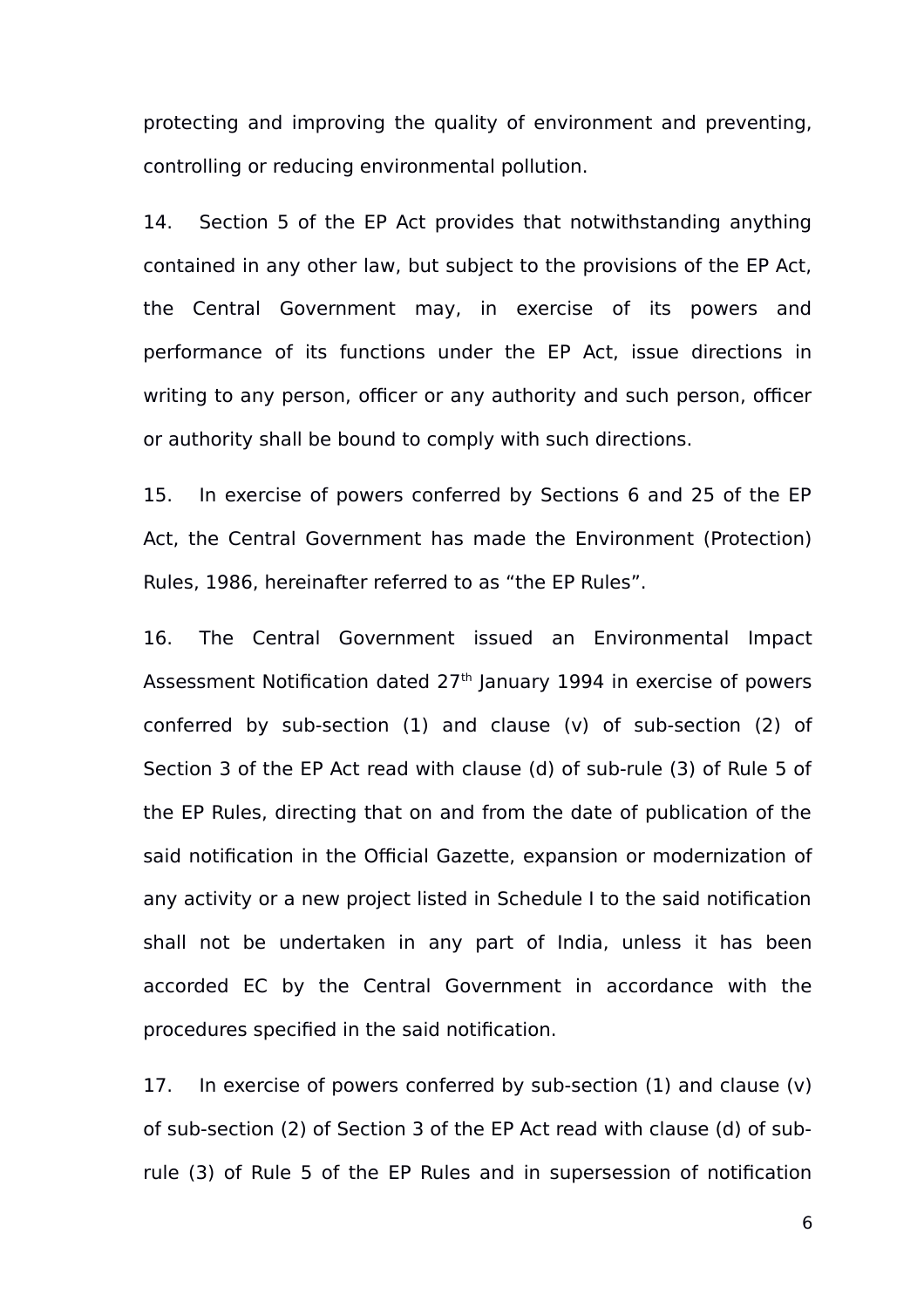protecting and improving the quality of environment and preventing, controlling or reducing environmental pollution.

14. Section 5 of the EP Act provides that notwithstanding anything contained in any other law, but subject to the provisions of the EP Act, the Central Government may, in exercise of its powers and performance of its functions under the EP Act, issue directions in writing to any person, officer or any authority and such person, officer or authority shall be bound to comply with such directions.

15. In exercise of powers conferred by Sections 6 and 25 of the EP Act, the Central Government has made the Environment (Protection) Rules, 1986, hereinafter referred to as "the EP Rules".

16. The Central Government issued an Environmental Impact Assessment Notification dated 27th January 1994 in exercise of powers conferred by sub-section (1) and clause (v) of sub-section (2) of Section 3 of the EP Act read with clause (d) of sub-rule (3) of Rule 5 of the EP Rules, directing that on and from the date of publication of the said notification in the Official Gazette, expansion or modernization of any activity or a new project listed in Schedule I to the said notification shall not be undertaken in any part of India, unless it has been accorded EC by the Central Government in accordance with the procedures specified in the said notification.

17. In exercise of powers conferred by sub-section (1) and clause (v) of sub-section (2) of Section 3 of the EP Act read with clause (d) of sub-rule (3) of Rule 5 of the EP Rules and in supersession of notification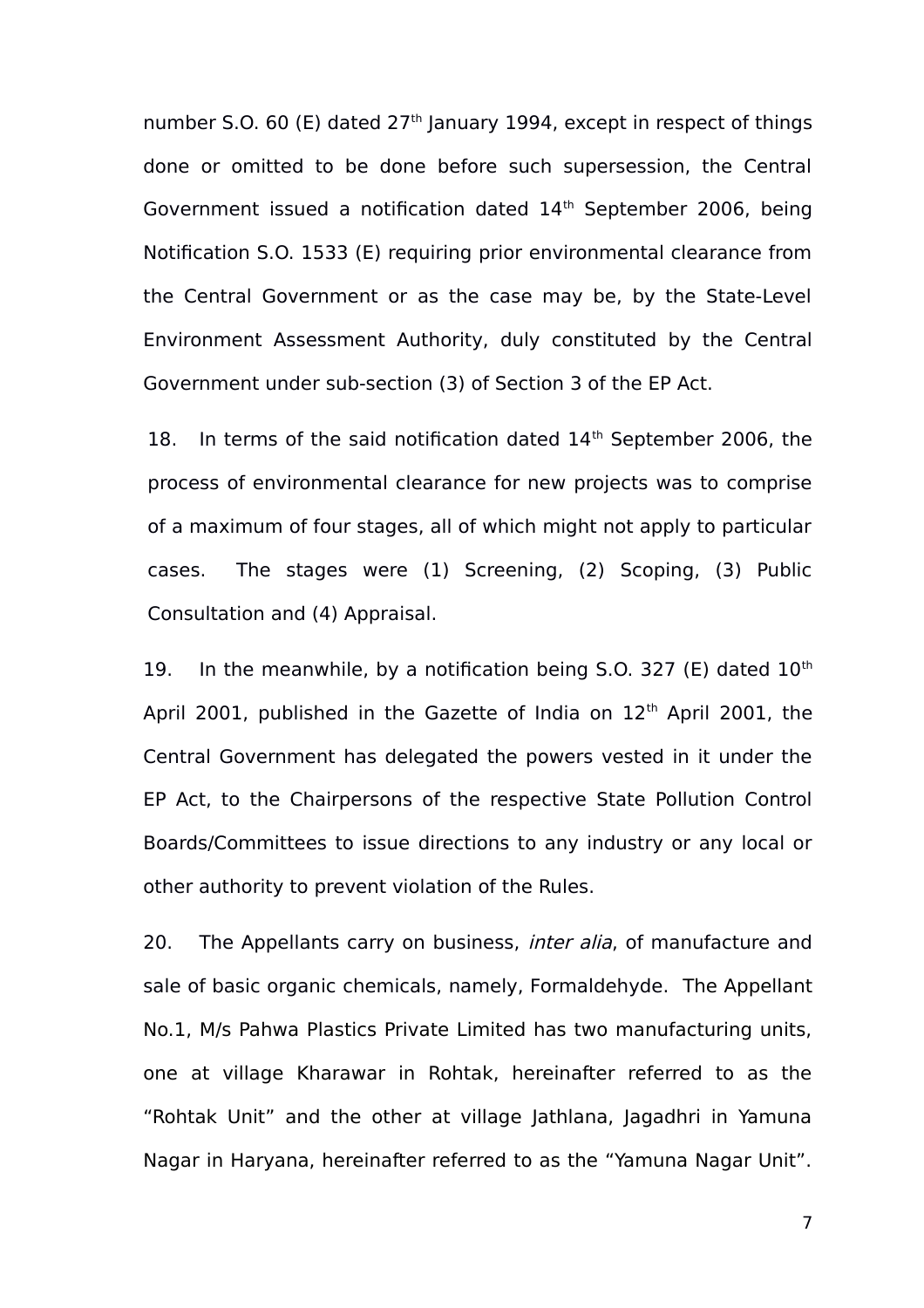number S.O. 60 (E) dated 27th January 1994, except in respect of things done or omitted to be done before such supersession, the Central Government issued a notification dated 14th September 2006, being Notification S.O. 1533 (E) requiring prior environmental clearance from the Central Government or as the case may be, by the State-Level Environment Assessment Authority, duly constituted by the Central Government under sub-section (3) of Section 3 of the EP Act.

18. In terms of the said notification dated 14th September 2006, the process of environmental clearance for new projects was to comprise of a maximum of four stages, all of which might not apply to particular cases. The stages were (1) Screening, (2) Scoping, (3) Public Consultation and (4) Appraisal.

19. In the meanwhile, by a notification being S.O. 327 (E) dated 10th April 2001, published in the Gazette of India on 12th April 2001, the Central Government has delegated the powers vested in it under the EP Act, to the Chairpersons of the respective State Pollution Control Boards/Committees to issue directions to any industry or any local or other authority to prevent violation of the Rules.

20. The Appellants carry on business, *inter alia*, of manufacture and sale of basic organic chemicals, namely, Formaldehyde. The Appellant No.1, M/s Pahwa Plastics Private Limited has two manufacturing units, one at village Kharawar in Rohtak, hereinafter referred to as the "Rohtak Unit" and the other at village Jathlana, Jagadhri in Yamuna Nagar in Haryana, hereinafter referred to as the "Yamuna Nagar Unit".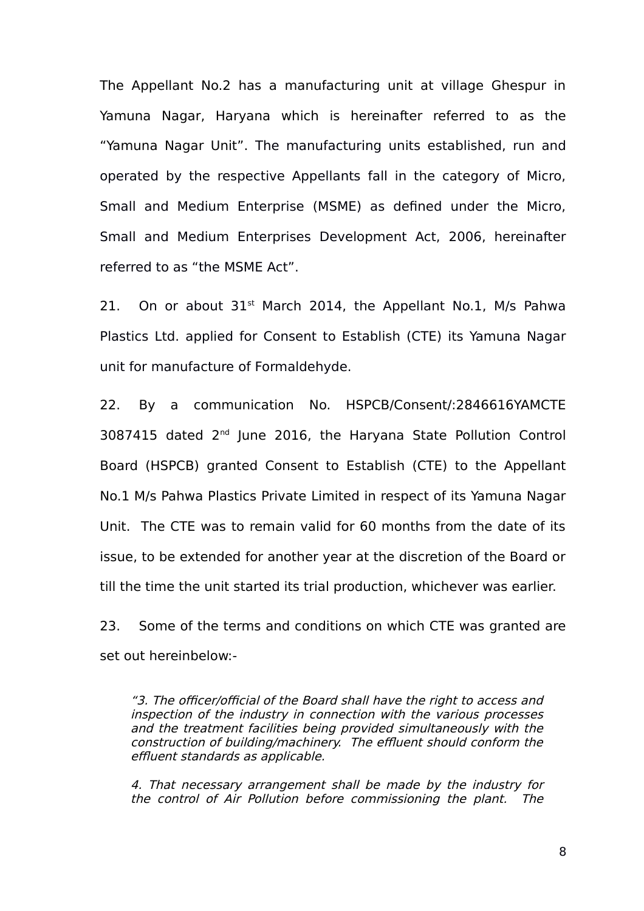The Appellant No.2 has a manufacturing unit at village Ghespur in Yamuna Nagar, Haryana which is hereinafter referred to as the “Yamuna Nagar Unit”. The manufacturing units established, run and operated by the respective Appellants fall in the category of Micro, Small and Medium Enterprise (MSME) as defined under the Micro, Small and Medium Enterprises Development Act, 2006, hereinafter referred to as “the MSME Act”.

21. On or about 31st March 2014, the Appellant No.1, M/s Pahwa Plastics Ltd. applied for Consent to Establish (CTE) its Yamuna Nagar unit for manufacture of Formaldehyde.

22. By a communication No. HSPCB/Consent/:2846616YAMCTE 3087415 dated 2nd June 2016, the Haryana State Pollution Control Board (HSPCB) granted Consent to Establish (CTE) to the Appellant No.1 M/s Pahwa Plastics Private Limited in respect of its Yamuna Nagar Unit. The CTE was to remain valid for 60 months from the date of its issue, to be extended for another year at the discretion of the Board or till the time the unit started its trial production, whichever was earlier.

23. Some of the terms and conditions on which CTE was granted are set out hereinbelow:-

> *“3. The officer/official of the Board shall have the right to access and inspection of the industry in connection with the various processes and the treatment facilities being provided simultaneously with the construction of building/machinery. The effluent should conform the effluent standards as applicable.*
>
> *4. That necessary arrangement shall be made by the industry for the control of Air Pollution before commissioning the plant. The*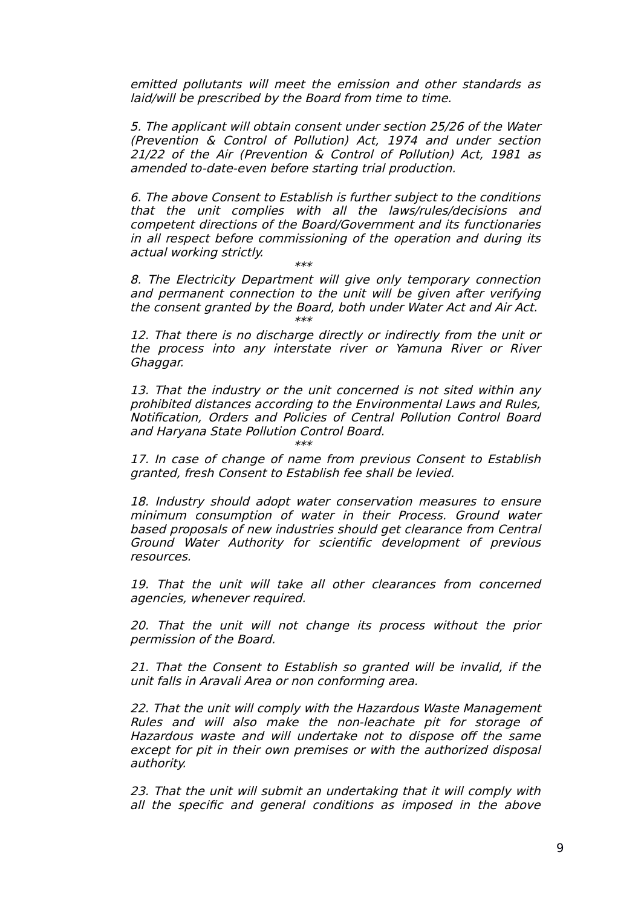*emitted pollutants will meet the emission and other standards as laid/will be prescribed by the Board from time to time.*

*5. The applicant will obtain consent under section 25/26 of the Water (Prevention & Control of Pollution) Act, 1974 and under section 21/22 of the Air (Prevention & Control of Pollution) Act, 1981 as amended to-date-even before starting trial production.*

*6. The above Consent to Establish is further subject to the conditions that the unit complies with all the laws/rules/decisions and competent directions of the Board/Government and its functionaries in all respect before commissioning of the operation and during its actual working strictly.*

*\*\*\**

*8. The Electricity Department will give only temporary connection and permanent connection to the unit will be given after verifying the consent granted by the Board, both under Water Act and Air Act.*

*\*\*\**

*12. That there is no discharge directly or indirectly from the unit or the process into any interstate river or Yamuna River or River Ghaggar.*

*13. That the industry or the unit concerned is not sited within any prohibited distances according to the Environmental Laws and Rules, Notification, Orders and Policies of Central Pollution Control Board and Haryana State Pollution Control Board.*

*\*\*\**

*17. In case of change of name from previous Consent to Establish granted, fresh Consent to Establish fee shall be levied.*

*18. Industry should adopt water conservation measures to ensure minimum consumption of water in their Process. Ground water based proposals of new industries should get clearance from Central Ground Water Authority for scientific development of previous resources.*

*19. That the unit will take all other clearances from concerned agencies, whenever required.*

*20. That the unit will not change its process without the prior permission of the Board.*

*21. That the Consent to Establish so granted will be invalid, if the unit falls in Aravali Area or non conforming area.*

*22. That the unit will comply with the Hazardous Waste Management Rules and will also make the non-leachate pit for storage of Hazardous waste and will undertake not to dispose off the same except for pit in their own premises or with the authorized disposal authority.*

*23. That the unit will submit an undertaking that it will comply with all the specific and general conditions as imposed in the above*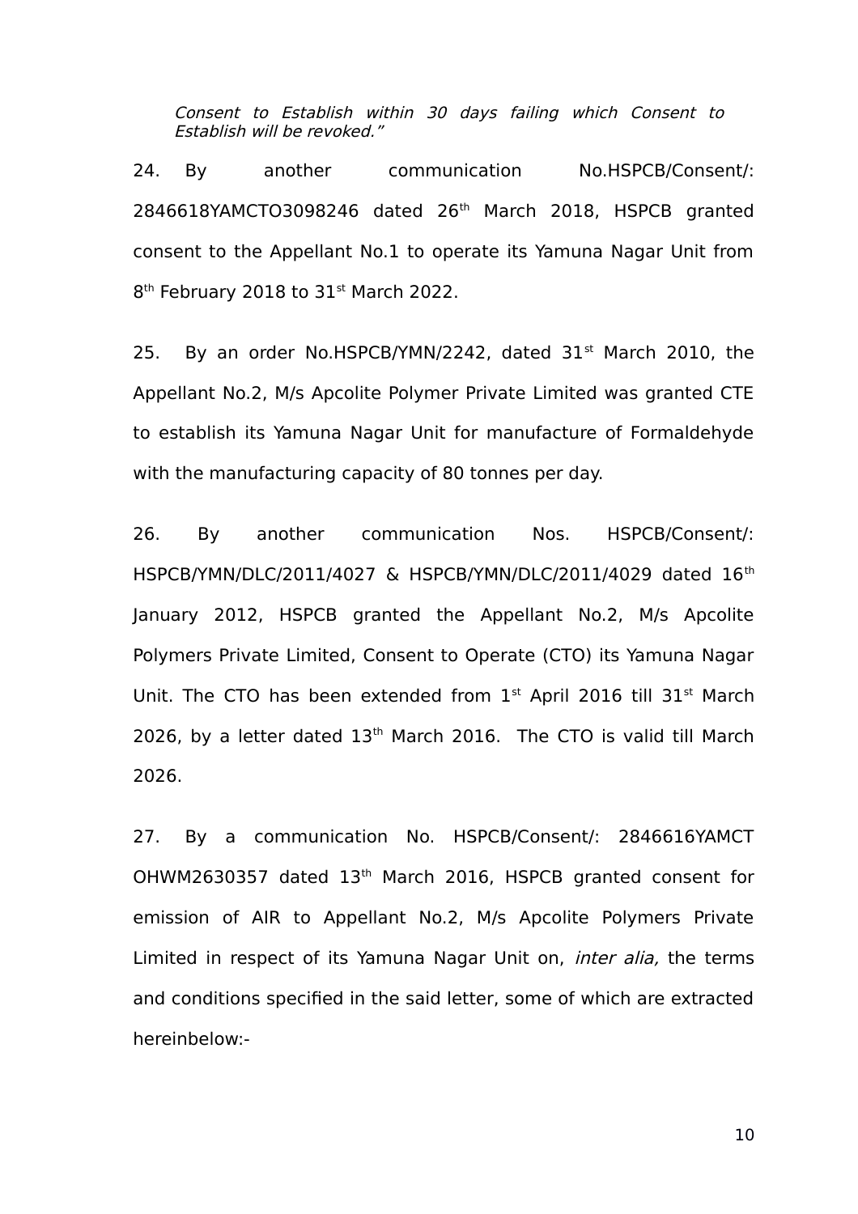*Consent to Establish within 30 days failing which Consent to Establish will be revoked."*

24. By another communication No.HSPCB/Consent/: 2846618YAMCTO3098246 dated 26th March 2018, HSPCB granted consent to the Appellant No.1 to operate its Yamuna Nagar Unit from 8th February 2018 to 31st March 2022.

25. By an order No.HSPCB/YMN/2242, dated 31st March 2010, the Appellant No.2, M/s Apcolite Polymer Private Limited was granted CTE to establish its Yamuna Nagar Unit for manufacture of Formaldehyde with the manufacturing capacity of 80 tonnes per day.

26. By another communication Nos. HSPCB/Consent/: HSPCB/YMN/DLC/2011/4027 & HSPCB/YMN/DLC/2011/4029 dated 16th January 2012, HSPCB granted the Appellant No.2, M/s Apcolite Polymers Private Limited, Consent to Operate (CTO) its Yamuna Nagar Unit. The CTO has been extended from 1st April 2016 till 31st March 2026, by a letter dated 13th March 2016. The CTO is valid till March 2026.

27. By a communication No. HSPCB/Consent/: 2846616YAMCT OHWM2630357 dated 13th March 2016, HSPCB granted consent for emission of AIR to Appellant No.2, M/s Apcolite Polymers Private Limited in respect of its Yamuna Nagar Unit on, *inter alia,* the terms and conditions specified in the said letter, some of which are extracted hereinbelow:-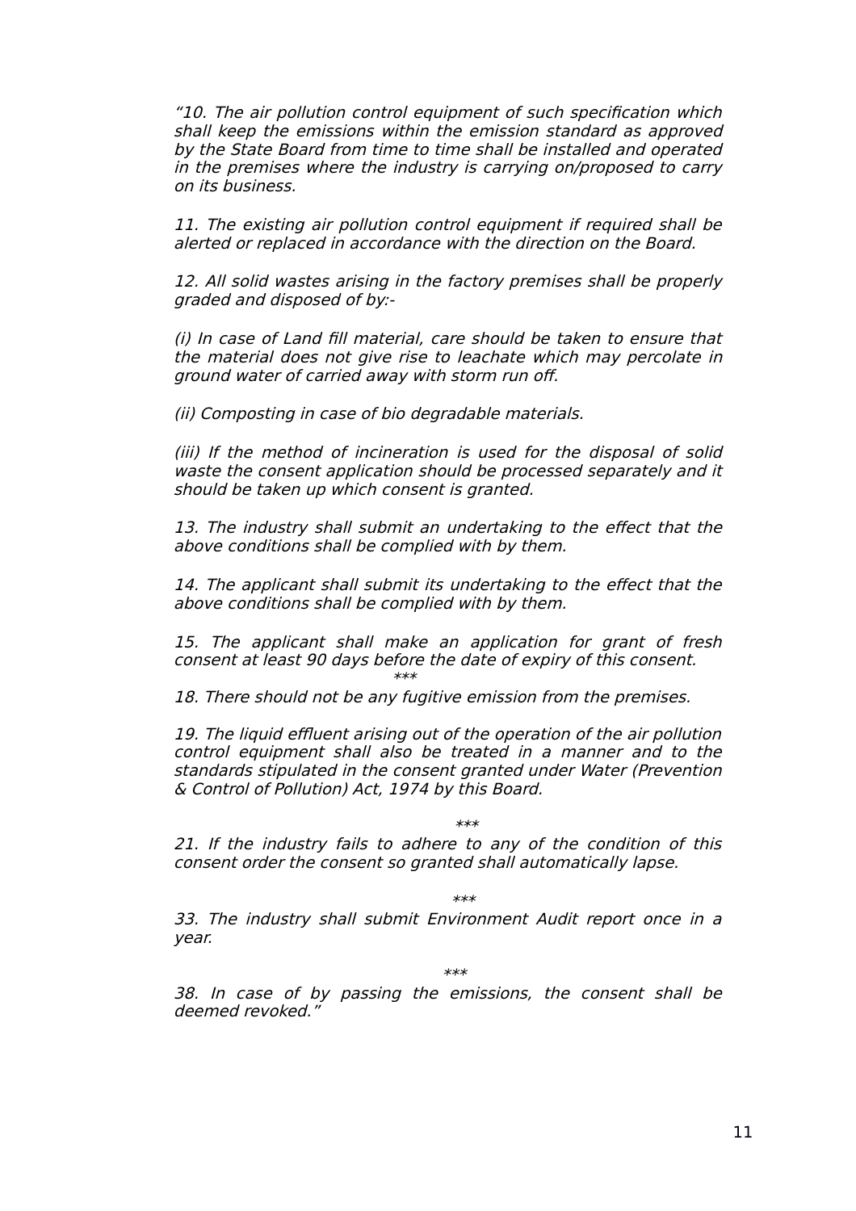*"10. The air pollution control equipment of such specification which shall keep the emissions within the emission standard as approved by the State Board from time to time shall be installed and operated in the premises where the industry is carrying on/proposed to carry on its business.*

*11. The existing air pollution control equipment if required shall be alerted or replaced in accordance with the direction on the Board.*

*12. All solid wastes arising in the factory premises shall be properly graded and disposed of by:-*

*(i) In case of Land fill material, care should be taken to ensure that the material does not give rise to leachate which may percolate in ground water of carried away with storm run off.*

*(ii) Composting in case of bio degradable materials.*

*(iii) If the method of incineration is used for the disposal of solid waste the consent application should be processed separately and it should be taken up which consent is granted.*

*13. The industry shall submit an undertaking to the effect that the above conditions shall be complied with by them.*

*14. The applicant shall submit its undertaking to the effect that the above conditions shall be complied with by them.*

*15. The applicant shall make an application for grant of fresh consent at least 90 days before the date of expiry of this consent.*

*\*\*\**

*18. There should not be any fugitive emission from the premises.*

*19. The liquid effluent arising out of the operation of the air pollution control equipment shall also be treated in a manner and to the standards stipulated in the consent granted under Water (Prevention & Control of Pollution) Act, 1974 by this Board.*

*\*\*\**

*21. If the industry fails to adhere to any of the condition of this consent order the consent so granted shall automatically lapse.*

*\*\*\**

*33. The industry shall submit Environment Audit report once in a year.*

*\*\*\**

*38. In case of by passing the emissions, the consent shall be deemed revoked."*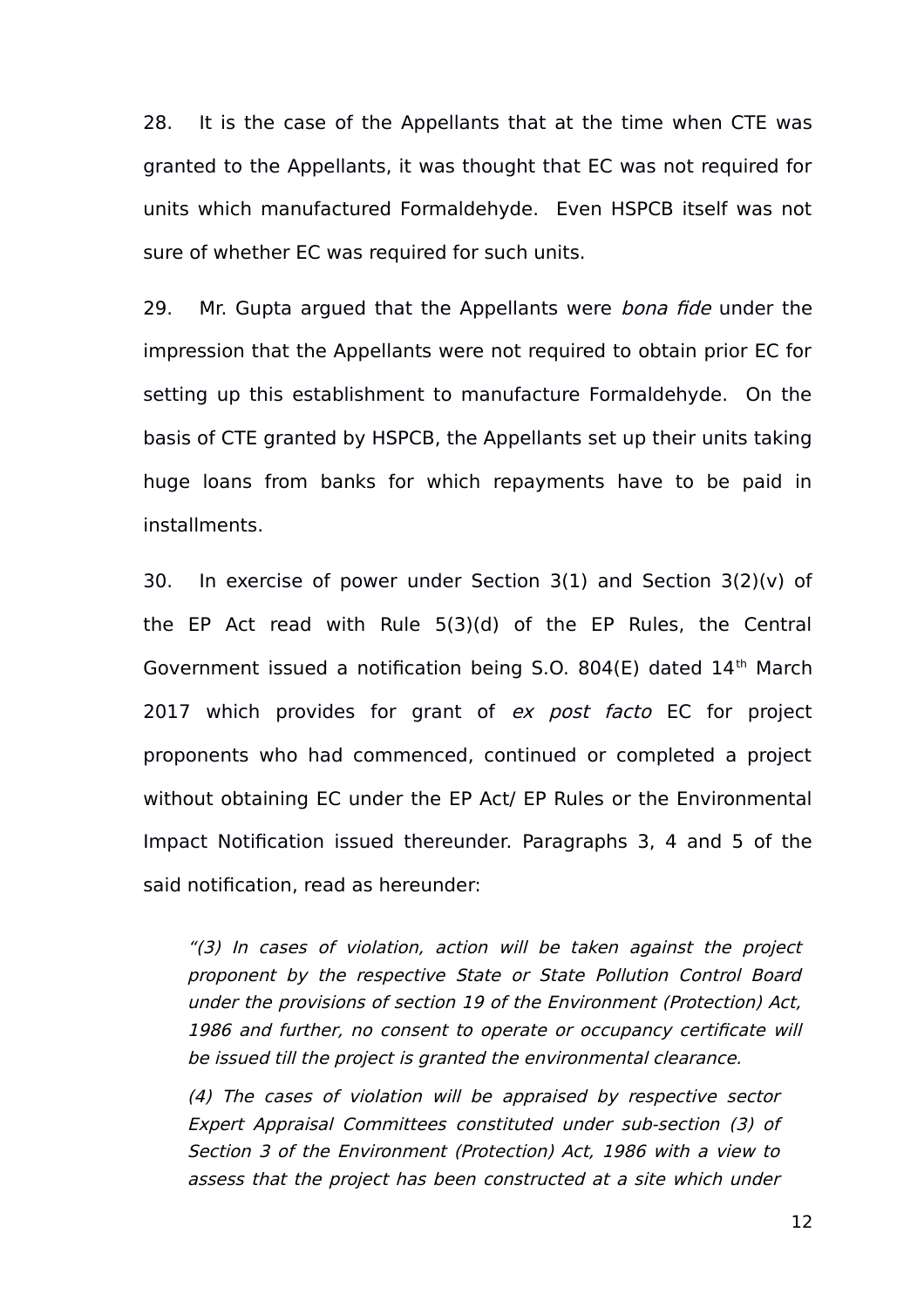28. It is the case of the Appellants that at the time when CTE was granted to the Appellants, it was thought that EC was not required for units which manufactured Formaldehyde. Even HSPCB itself was not sure of whether EC was required for such units.

29. Mr. Gupta argued that the Appellants were *bona fide* under the impression that the Appellants were not required to obtain prior EC for setting up this establishment to manufacture Formaldehyde. On the basis of CTE granted by HSPCB, the Appellants set up their units taking huge loans from banks for which repayments have to be paid in installments.

30. In exercise of power under Section 3(1) and Section 3(2)(v) of the EP Act read with Rule 5(3)(d) of the EP Rules, the Central Government issued a notification being S.O. 804(E) dated 14th March 2017 which provides for grant of *ex post facto* EC for project proponents who had commenced, continued or completed a project without obtaining EC under the EP Act/ EP Rules or the Environmental Impact Notification issued thereunder. Paragraphs 3, 4 and 5 of the said notification, read as hereunder:

> *"(3) In cases of violation, action will be taken against the project proponent by the respective State or State Pollution Control Board under the provisions of section 19 of the Environment (Protection) Act, 1986 and further, no consent to operate or occupancy certificate will be issued till the project is granted the environmental clearance.*
>
> *(4) The cases of violation will be appraised by respective sector Expert Appraisal Committees constituted under sub-section (3) of Section 3 of the Environment (Protection) Act, 1986 with a view to assess that the project has been constructed at a site which under*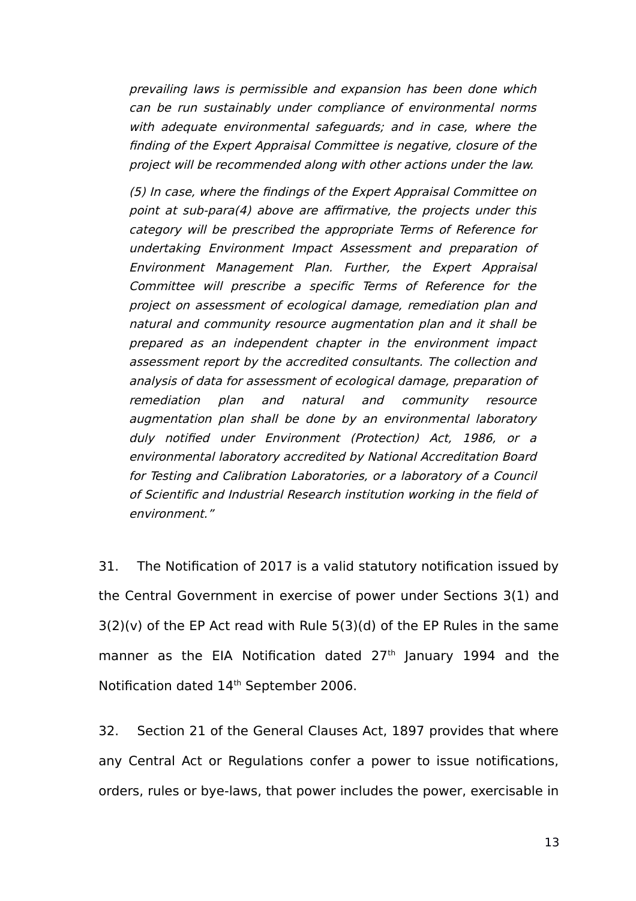*prevailing laws is permissible and expansion has been done which can be run sustainably under compliance of environmental norms with adequate environmental safeguards; and in case, where the finding of the Expert Appraisal Committee is negative, closure of the project will be recommended along with other actions under the law.*

*(5) In case, where the findings of the Expert Appraisal Committee on point at sub-para(4) above are affirmative, the projects under this category will be prescribed the appropriate Terms of Reference for undertaking Environment Impact Assessment and preparation of Environment Management Plan. Further, the Expert Appraisal Committee will prescribe a specific Terms of Reference for the project on assessment of ecological damage, remediation plan and natural and community resource augmentation plan and it shall be prepared as an independent chapter in the environment impact assessment report by the accredited consultants. The collection and analysis of data for assessment of ecological damage, preparation of remediation plan and natural and community resource augmentation plan shall be done by an environmental laboratory duly notified under Environment (Protection) Act, 1986, or a environmental laboratory accredited by National Accreditation Board for Testing and Calibration Laboratories, or a laboratory of a Council of Scientific and Industrial Research institution working in the field of environment."*

31. The Notification of 2017 is a valid statutory notification issued by the Central Government in exercise of power under Sections 3(1) and 3(2)(v) of the EP Act read with Rule 5(3)(d) of the EP Rules in the same manner as the EIA Notification dated 27th January 1994 and the Notification dated 14th September 2006.

32. Section 21 of the General Clauses Act, 1897 provides that where any Central Act or Regulations confer a power to issue notifications, orders, rules or bye-laws, that power includes the power, exercisable in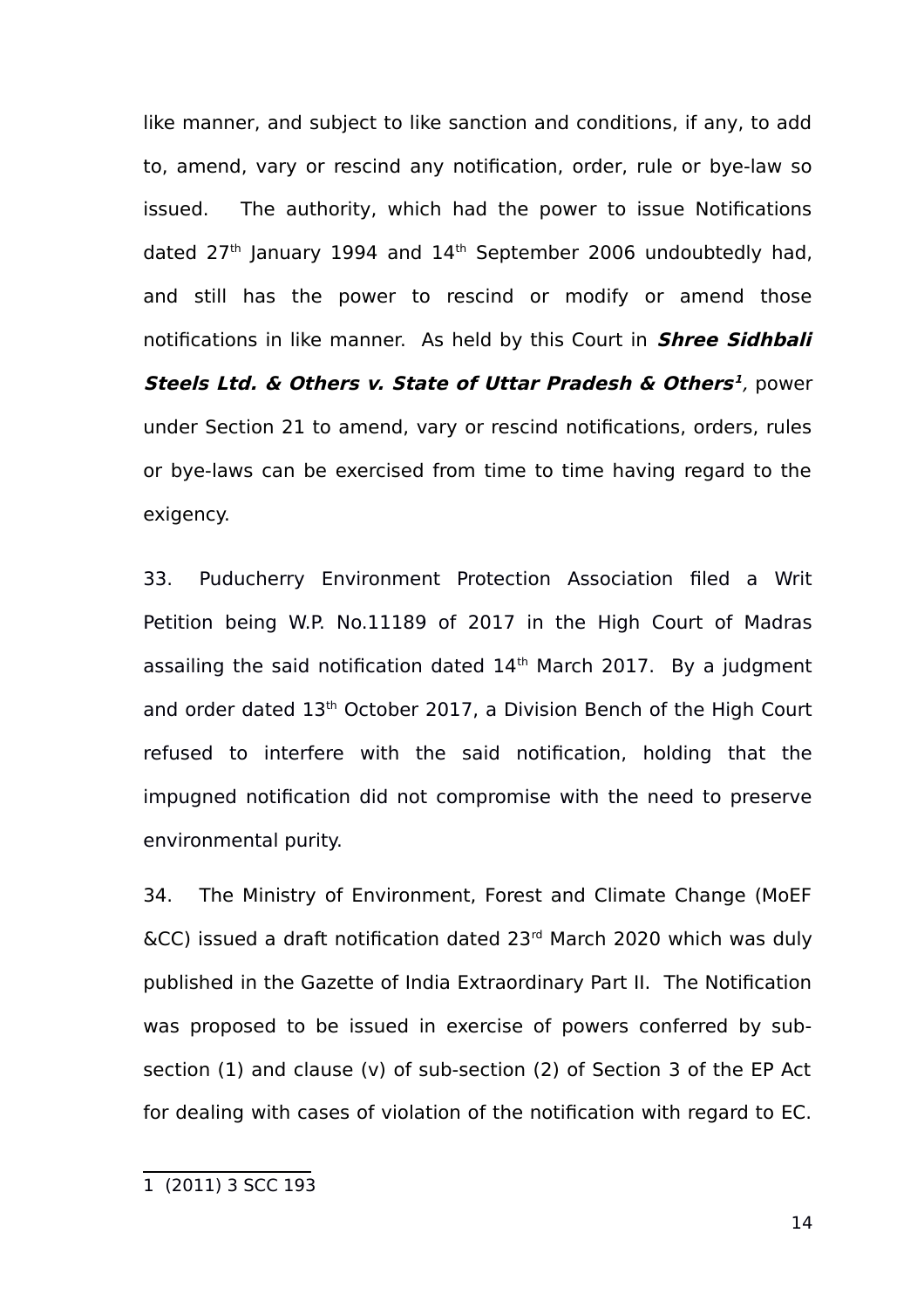like manner, and subject to like sanction and conditions, if any, to add to, amend, vary or rescind any notification, order, rule or bye-law so issued. The authority, which had the power to issue Notifications dated 27th January 1994 and 14th September 2006 undoubtedly had, and still has the power to rescind or modify or amend those notifications in like manner. As held by this Court in ***Shree Sidhbali Steels Ltd. & Others v. State of Uttar Pradesh & Others***[1]*,* power under Section 21 to amend, vary or rescind notifications, orders, rules or bye-laws can be exercised from time to time having regard to the exigency.

33. Puducherry Environment Protection Association filed a Writ Petition being W.P. No.11189 of 2017 in the High Court of Madras assailing the said notification dated 14th March 2017. By a judgment and order dated 13th October 2017, a Division Bench of the High Court refused to interfere with the said notification, holding that the impugned notification did not compromise with the need to preserve environmental purity.

34. The Ministry of Environment, Forest and Climate Change (MoEF &CC) issued a draft notification dated 23rd March 2020 which was duly published in the Gazette of India Extraordinary Part II. The Notification was proposed to be issued in exercise of powers conferred by sub-section (1) and clause (v) of sub-section (2) of Section 3 of the EP Act for dealing with cases of violation of the notification with regard to EC.

---

1 (2011) 3 SCC 193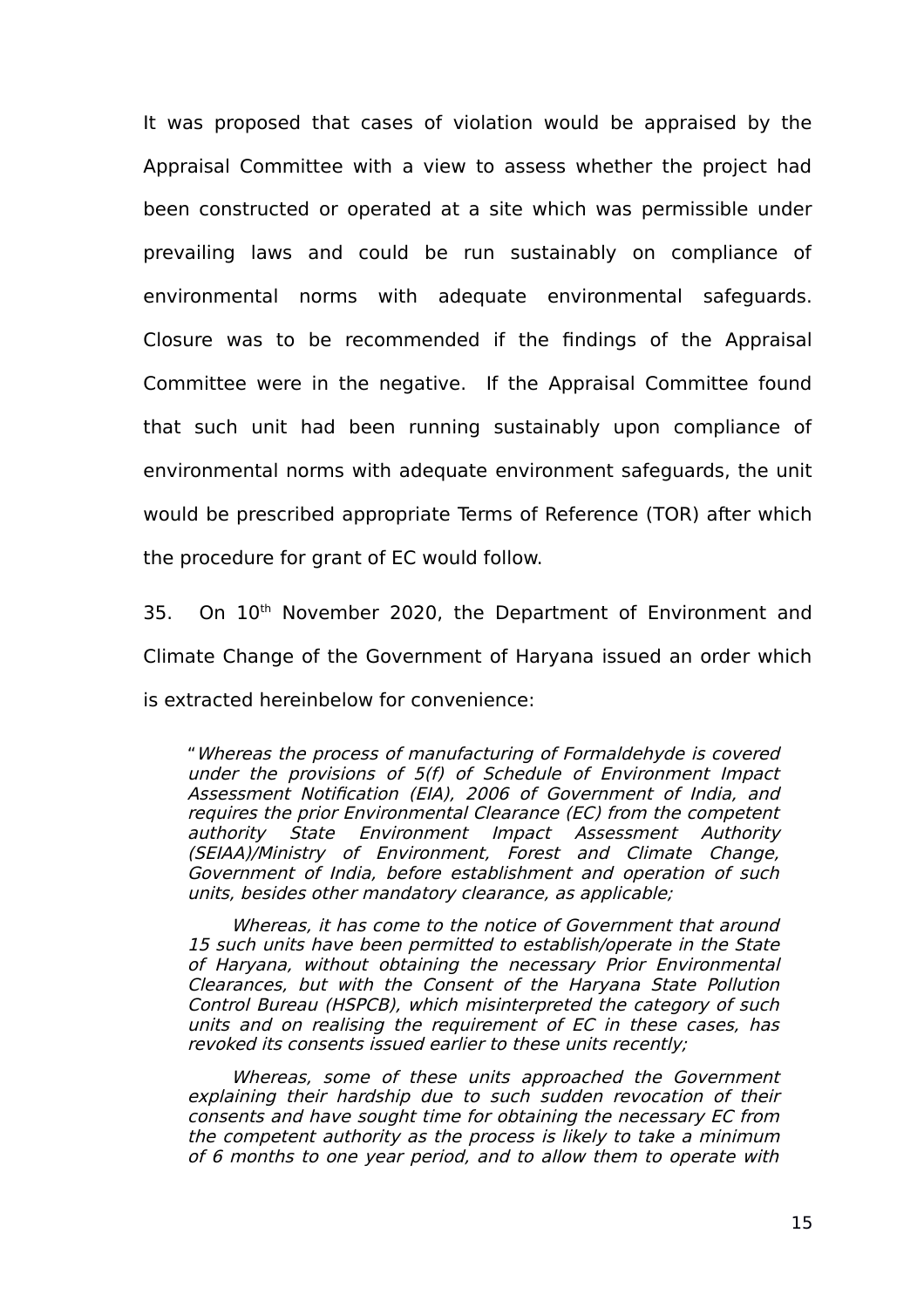It was proposed that cases of violation would be appraised by the Appraisal Committee with a view to assess whether the project had been constructed or operated at a site which was permissible under prevailing laws and could be run sustainably on compliance of environmental norms with adequate environmental safeguards. Closure was to be recommended if the findings of the Appraisal Committee were in the negative. If the Appraisal Committee found that such unit had been running sustainably upon compliance of environmental norms with adequate environment safeguards, the unit would be prescribed appropriate Terms of Reference (TOR) after which the procedure for grant of EC would follow.

35. On 10th November 2020, the Department of Environment and Climate Change of the Government of Haryana issued an order which is extracted hereinbelow for convenience:

> "*Whereas the process of manufacturing of Formaldehyde is covered under the provisions of 5(f) of Schedule of Environment Impact Assessment Notification (EIA), 2006 of Government of India, and requires the prior Environmental Clearance (EC) from the competent authority State Environment Impact Assessment Authority (SEIAA)/Ministry of Environment, Forest and Climate Change, Government of India, before establishment and operation of such units, besides other mandatory clearance, as applicable;*
>
> *Whereas, it has come to the notice of Government that around 15 such units have been permitted to establish/operate in the State of Haryana, without obtaining the necessary Prior Environmental Clearances, but with the Consent of the Haryana State Pollution Control Bureau (HSPCB), which misinterpreted the category of such units and on realising the requirement of EC in these cases, has revoked its consents issued earlier to these units recently;*
>
> *Whereas, some of these units approached the Government explaining their hardship due to such sudden revocation of their consents and have sought time for obtaining the necessary EC from the competent authority as the process is likely to take a minimum of 6 months to one year period, and to allow them to operate with*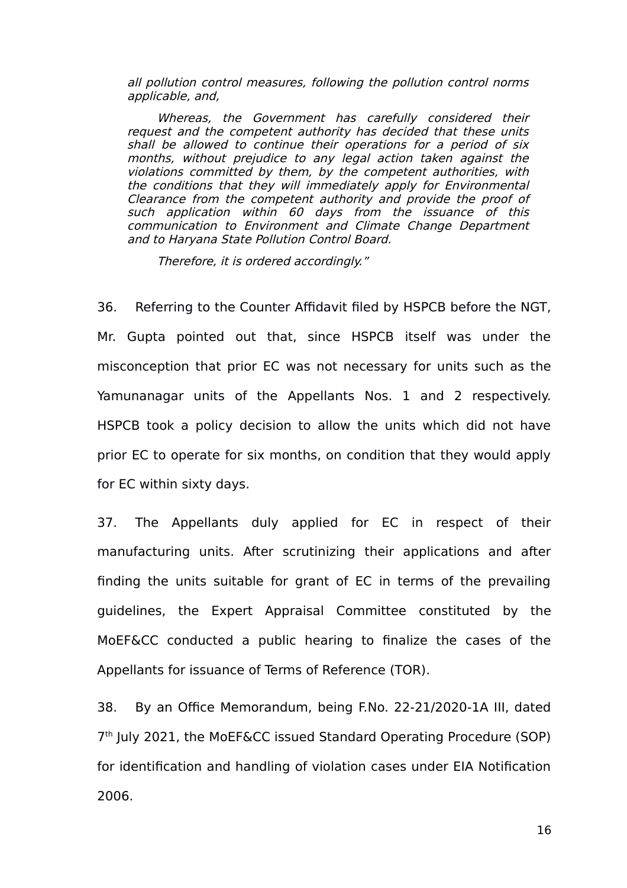*all pollution control measures, following the pollution control norms applicable, and,*

*Whereas, the Government has carefully considered their request and the competent authority has decided that these units shall be allowed to continue their operations for a period of six months, without prejudice to any legal action taken against the violations committed by them, by the competent authorities, with the conditions that they will immediately apply for Environmental Clearance from the competent authority and provide the proof of such application within 60 days from the issuance of this communication to Environment and Climate Change Department and to Haryana State Pollution Control Board.*

*Therefore, it is ordered accordingly."*

36. Referring to the Counter Affidavit filed by HSPCB before the NGT, Mr. Gupta pointed out that, since HSPCB itself was under the misconception that prior EC was not necessary for units such as the Yamunanagar units of the Appellants Nos. 1 and 2 respectively. HSPCB took a policy decision to allow the units which did not have prior EC to operate for six months, on condition that they would apply for EC within sixty days.

37. The Appellants duly applied for EC in respect of their manufacturing units. After scrutinizing their applications and after finding the units suitable for grant of EC in terms of the prevailing guidelines, the Expert Appraisal Committee constituted by the MoEF&CC conducted a public hearing to finalize the cases of the Appellants for issuance of Terms of Reference (TOR).

38. By an Office Memorandum, being F.No. 22-21/2020-1A III, dated 7th July 2021, the MoEF&CC issued Standard Operating Procedure (SOP) for identification and handling of violation cases under EIA Notification 2006.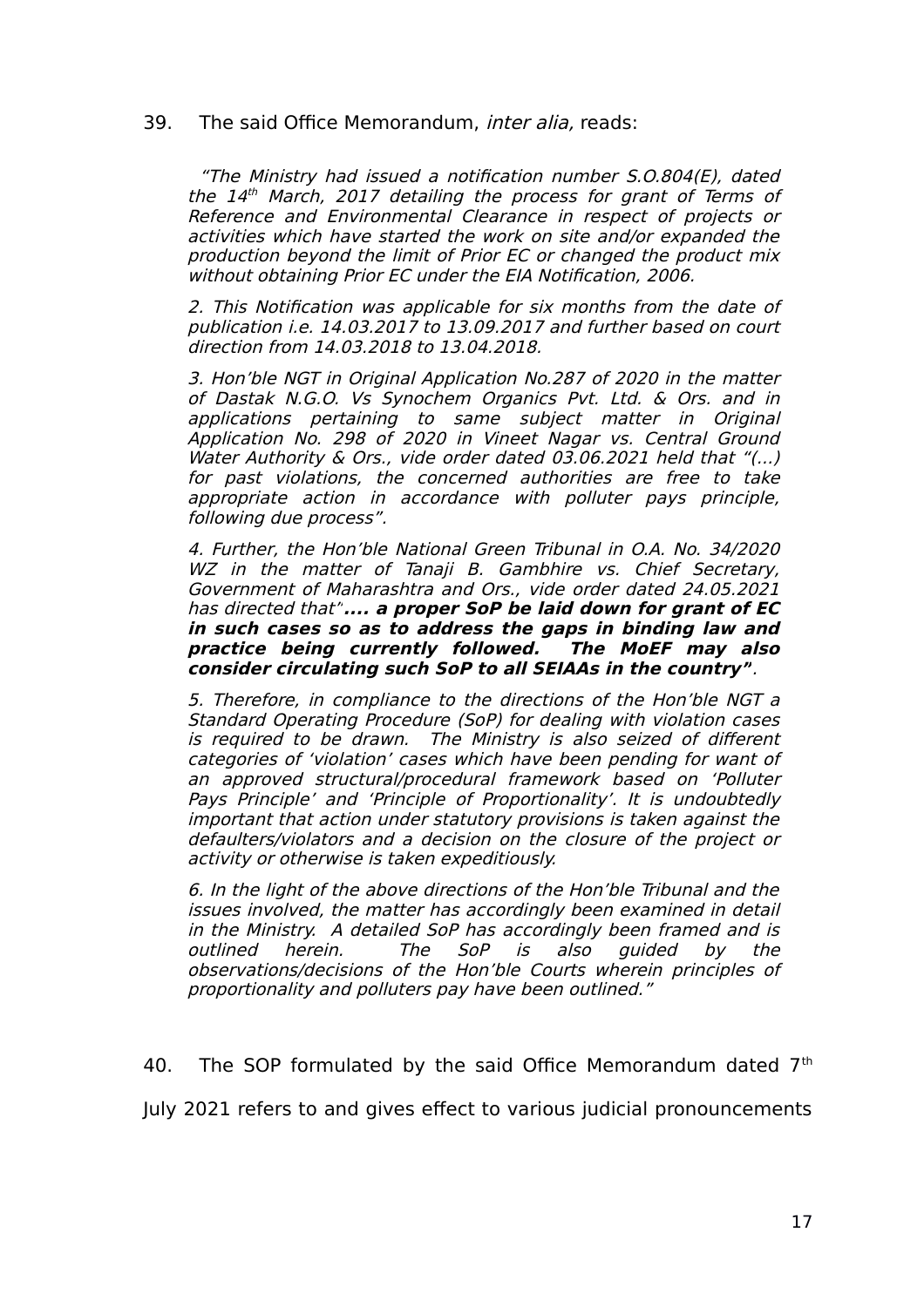39. The said Office Memorandum, *inter alia,* reads:

> *"The Ministry had issued a notification number S.O.804(E), dated the 14th March, 2017 detailing the process for grant of Terms of Reference and Environmental Clearance in respect of projects or activities which have started the work on site and/or expanded the production beyond the limit of Prior EC or changed the product mix without obtaining Prior EC under the EIA Notification, 2006.*
>
> *2. This Notification was applicable for six months from the date of publication i.e. 14.03.2017 to 13.09.2017 and further based on court direction from 14.03.2018 to 13.04.2018.*
>
> *3. Hon'ble NGT in Original Application No.287 of 2020 in the matter of Dastak N.G.O. Vs Synochem Organics Pvt. Ltd. & Ors. and in applications pertaining to same subject matter in Original Application No. 298 of 2020 in Vineet Nagar vs. Central Ground Water Authority & Ors., vide order dated 03.06.2021 held that "(...) for past violations, the concerned authorities are free to take appropriate action in accordance with polluter pays principle, following due process".*
>
> *4. Further, the Hon'ble National Green Tribunal in O.A. No. 34/2020 WZ in the matter of Tanaji B. Gambhire vs. Chief Secretary, Government of Maharashtra and Ors., vide order dated 24.05.2021 has directed that"**.... a proper SoP be laid down for grant of EC in such cases so as to address the gaps in binding law and practice being currently followed. The MoEF may also consider circulating such SoP to all SEIAAs in the country"**.*
>
> *5. Therefore, in compliance to the directions of the Hon'ble NGT a Standard Operating Procedure (SoP) for dealing with violation cases is required to be drawn. The Ministry is also seized of different categories of 'violation' cases which have been pending for want of an approved structural/procedural framework based on 'Polluter Pays Principle' and 'Principle of Proportionality'. It is undoubtedly important that action under statutory provisions is taken against the defaulters/violators and a decision on the closure of the project or activity or otherwise is taken expeditiously.*
>
> *6. In the light of the above directions of the Hon'ble Tribunal and the issues involved, the matter has accordingly been examined in detail in the Ministry. A detailed SoP has accordingly been framed and is outlined herein. The SoP is also guided by the observations/decisions of the Hon'ble Courts wherein principles of proportionality and polluters pay have been outlined."*

40. The SOP formulated by the said Office Memorandum dated 7th July 2021 refers to and gives effect to various judicial pronouncements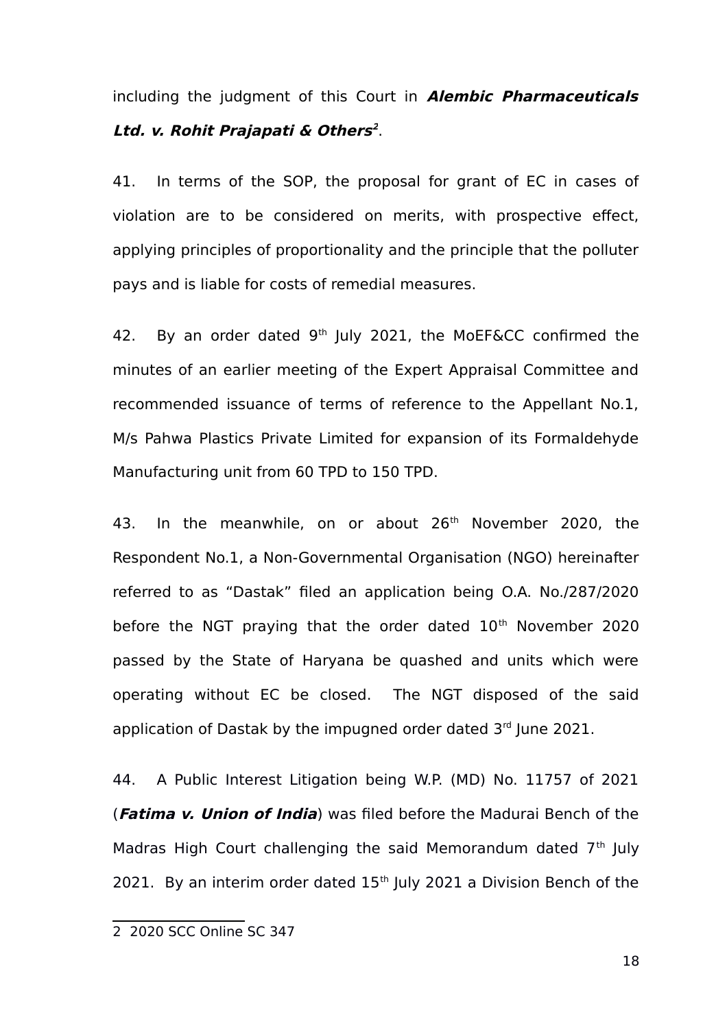including the judgment of this Court in ***Alembic Pharmaceuticals Ltd. v. Rohit Prajapati & Others***[2].

41. In terms of the SOP, the proposal for grant of EC in cases of violation are to be considered on merits, with prospective effect, applying principles of proportionality and the principle that the polluter pays and is liable for costs of remedial measures.

42. By an order dated 9th July 2021, the MoEF&CC confirmed the minutes of an earlier meeting of the Expert Appraisal Committee and recommended issuance of terms of reference to the Appellant No.1, M/s Pahwa Plastics Private Limited for expansion of its Formaldehyde Manufacturing unit from 60 TPD to 150 TPD.

43. In the meanwhile, on or about 26th November 2020, the Respondent No.1, a Non-Governmental Organisation (NGO) hereinafter referred to as "Dastak" filed an application being O.A. No./287/2020 before the NGT praying that the order dated 10th November 2020 passed by the State of Haryana be quashed and units which were operating without EC be closed. The NGT disposed of the said application of Dastak by the impugned order dated 3rd June 2021.

44. A Public Interest Litigation being W.P. (MD) No. 11757 of 2021 (***Fatima v. Union of India***) was filed before the Madurai Bench of the Madras High Court challenging the said Memorandum dated 7th July 2021. By an interim order dated 15th July 2021 a Division Bench of the

---

2 2020 SCC Online SC 347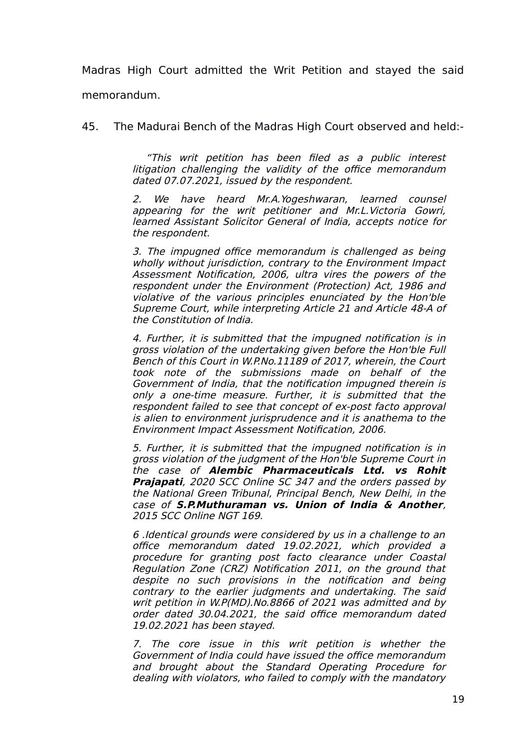Madras High Court admitted the Writ Petition and stayed the said memorandum.

45. The Madurai Bench of the Madras High Court observed and held:-

> *"This writ petition has been filed as a public interest litigation challenging the validity of the office memorandum dated 07.07.2021, issued by the respondent.*
>
> *2. We have heard Mr.A.Yogeshwaran, learned counsel appearing for the writ petitioner and Mr.L.Victoria Gowri, learned Assistant Solicitor General of India, accepts notice for the respondent.*
>
> *3. The impugned office memorandum is challenged as being wholly without jurisdiction, contrary to the Environment Impact Assessment Notification, 2006, ultra vires the powers of the respondent under the Environment (Protection) Act, 1986 and violative of the various principles enunciated by the Hon'ble Supreme Court, while interpreting Article 21 and Article 48-A of the Constitution of India.*
>
> *4. Further, it is submitted that the impugned notification is in gross violation of the undertaking given before the Hon'ble Full Bench of this Court in W.P.No.11189 of 2017, wherein, the Court took note of the submissions made on behalf of the Government of India, that the notification impugned therein is only a one-time measure. Further, it is submitted that the respondent failed to see that concept of ex-post facto approval is alien to environment jurisprudence and it is anathema to the Environment Impact Assessment Notification, 2006.*
>
> *5. Further, it is submitted that the impugned notification is in gross violation of the judgment of the Hon'ble Supreme Court in the case of* ***Alembic Pharmaceuticals Ltd. vs Rohit Prajapati****, 2020 SCC Online SC 347 and the orders passed by the National Green Tribunal, Principal Bench, New Delhi, in the case of* ***S.P.Muthuraman vs. Union of India & Another****, 2015 SCC Online NGT 169.*
>
> *6 .Identical grounds were considered by us in a challenge to an office memorandum dated 19.02.2021, which provided a procedure for granting post facto clearance under Coastal Regulation Zone (CRZ) Notification 2011, on the ground that despite no such provisions in the notification and being contrary to the earlier judgments and undertaking. The said writ petition in W.P(MD).No.8866 of 2021 was admitted and by order dated 30.04.2021, the said office memorandum dated 19.02.2021 has been stayed.*
>
> *7. The core issue in this writ petition is whether the Government of India could have issued the office memorandum and brought about the Standard Operating Procedure for dealing with violators, who failed to comply with the mandatory*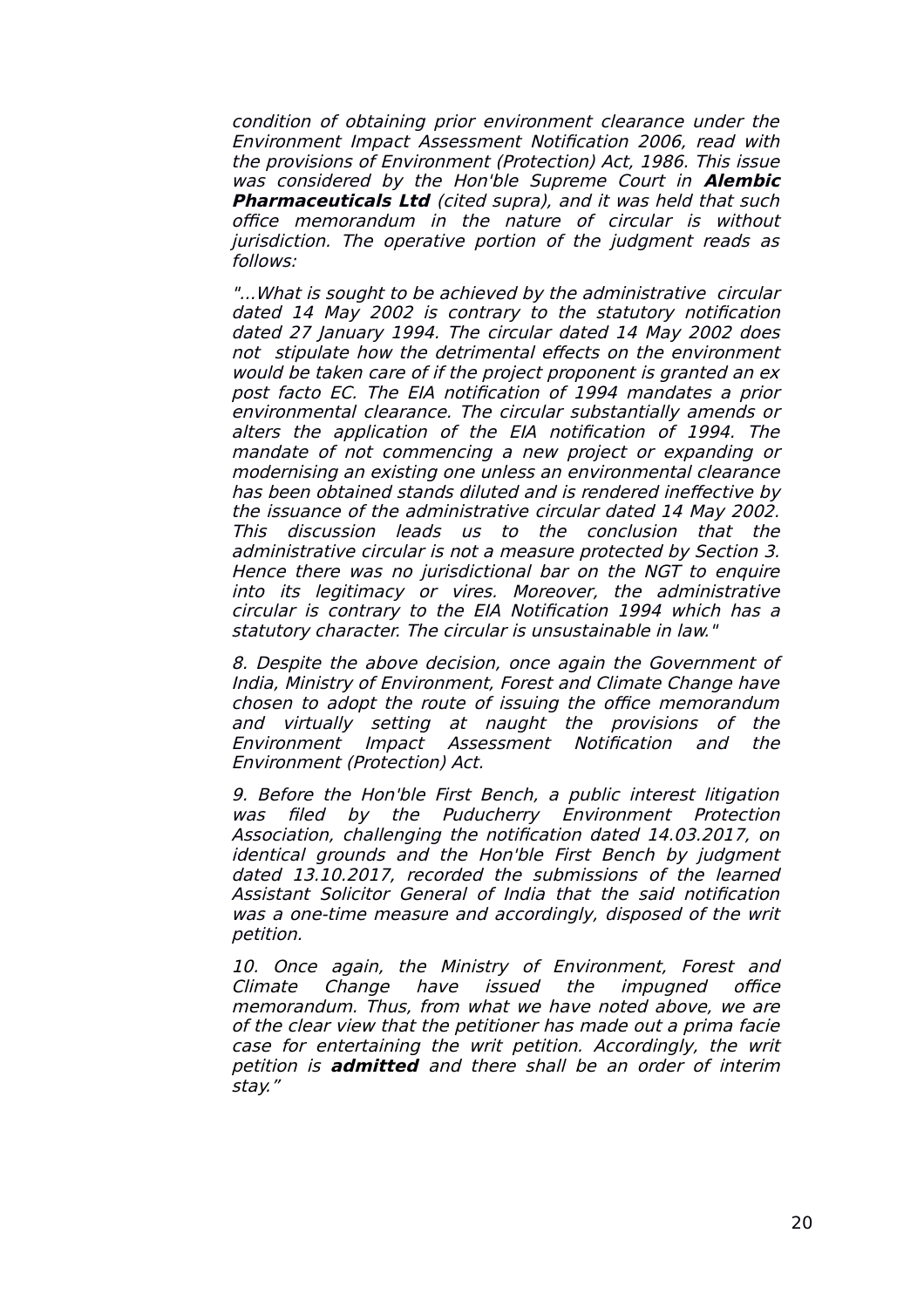*condition of obtaining prior environment clearance under the Environment Impact Assessment Notification 2006, read with the provisions of Environment (Protection) Act, 1986. This issue was considered by the Hon'ble Supreme Court in* ***Alembic Pharmaceuticals Ltd*** *(cited supra), and it was held that such office memorandum in the nature of circular is without jurisdiction. The operative portion of the judgment reads as follows:*

*"...What is sought to be achieved by the administrative circular dated 14 May 2002 is contrary to the statutory notification dated 27 January 1994. The circular dated 14 May 2002 does not stipulate how the detrimental effects on the environment would be taken care of if the project proponent is granted an ex post facto EC. The EIA notification of 1994 mandates a prior environmental clearance. The circular substantially amends or alters the application of the EIA notification of 1994. The mandate of not commencing a new project or expanding or modernising an existing one unless an environmental clearance has been obtained stands diluted and is rendered ineffective by the issuance of the administrative circular dated 14 May 2002. This discussion leads us to the conclusion that the administrative circular is not a measure protected by Section 3. Hence there was no jurisdictional bar on the NGT to enquire into its legitimacy or vires. Moreover, the administrative circular is contrary to the EIA Notification 1994 which has a statutory character. The circular is unsustainable in law."*

*8. Despite the above decision, once again the Government of India, Ministry of Environment, Forest and Climate Change have chosen to adopt the route of issuing the office memorandum and virtually setting at naught the provisions of the Environment Impact Assessment Notification and the Environment (Protection) Act.*

*9. Before the Hon'ble First Bench, a public interest litigation was filed by the Puducherry Environment Protection Association, challenging the notification dated 14.03.2017, on identical grounds and the Hon'ble First Bench by judgment dated 13.10.2017, recorded the submissions of the learned Assistant Solicitor General of India that the said notification was a one-time measure and accordingly, disposed of the writ petition.*

*10. Once again, the Ministry of Environment, Forest and Climate Change have issued the impugned office memorandum. Thus, from what we have noted above, we are of the clear view that the petitioner has made out a prima facie case for entertaining the writ petition. Accordingly, the writ petition is* ***admitted*** *and there shall be an order of interim stay."*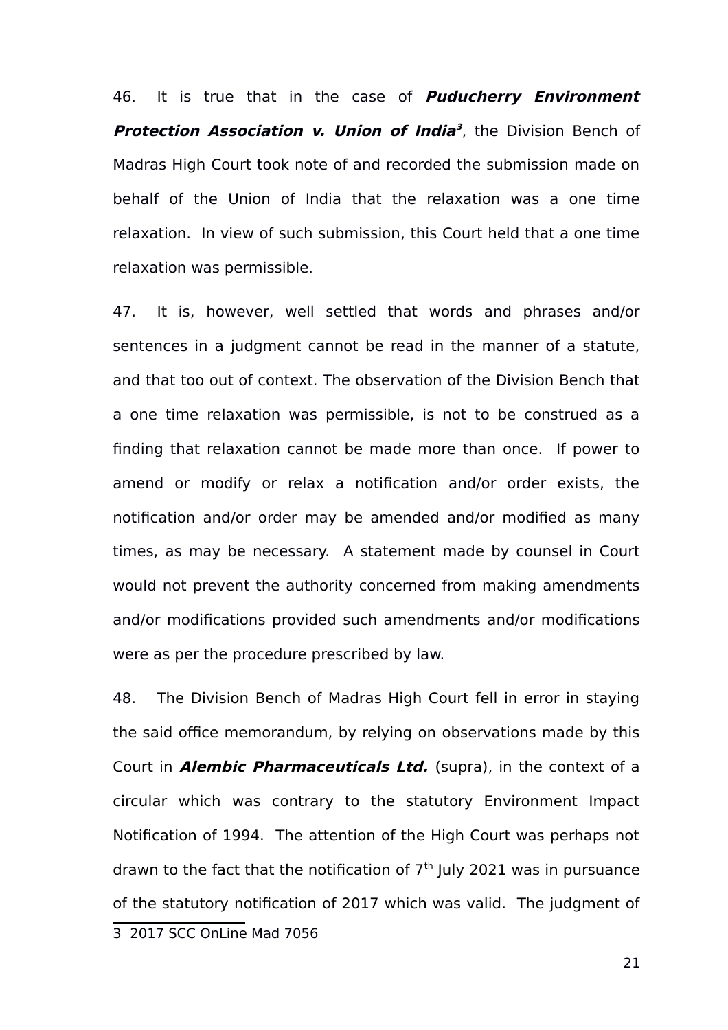46. It is true that in the case of ***Puducherry Environment Protection Association v. Union of India***[3], the Division Bench of Madras High Court took note of and recorded the submission made on behalf of the Union of India that the relaxation was a one time relaxation. In view of such submission, this Court held that a one time relaxation was permissible.

47. It is, however, well settled that words and phrases and/or sentences in a judgment cannot be read in the manner of a statute, and that too out of context. The observation of the Division Bench that a one time relaxation was permissible, is not to be construed as a finding that relaxation cannot be made more than once. If power to amend or modify or relax a notification and/or order exists, the notification and/or order may be amended and/or modified as many times, as may be necessary. A statement made by counsel in Court would not prevent the authority concerned from making amendments and/or modifications provided such amendments and/or modifications were as per the procedure prescribed by law.

48. The Division Bench of Madras High Court fell in error in staying the said office memorandum, by relying on observations made by this Court in ***Alembic Pharmaceuticals Ltd.*** (supra), in the context of a circular which was contrary to the statutory Environment Impact Notification of 1994. The attention of the High Court was perhaps not drawn to the fact that the notification of 7th July 2021 was in pursuance of the statutory notification of 2017 which was valid. The judgment of

3 2017 SCC OnLine Mad 7056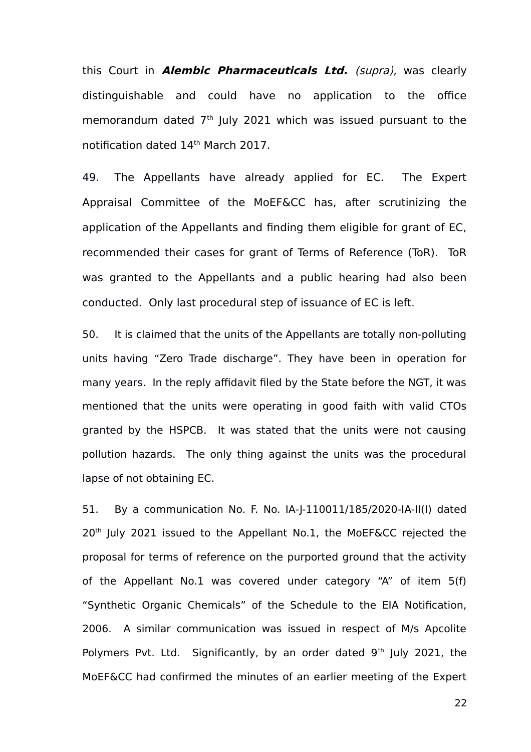this Court in ***Alembic Pharmaceuticals Ltd.*** *(supra)*, was clearly distinguishable and could have no application to the office memorandum dated 7th July 2021 which was issued pursuant to the notification dated 14th March 2017.

49. The Appellants have already applied for EC. The Expert Appraisal Committee of the MoEF&CC has, after scrutinizing the application of the Appellants and finding them eligible for grant of EC, recommended their cases for grant of Terms of Reference (ToR). ToR was granted to the Appellants and a public hearing had also been conducted. Only last procedural step of issuance of EC is left.

50. It is claimed that the units of the Appellants are totally non-polluting units having "Zero Trade discharge". They have been in operation for many years. In the reply affidavit filed by the State before the NGT, it was mentioned that the units were operating in good faith with valid CTOs granted by the HSPCB. It was stated that the units were not causing pollution hazards. The only thing against the units was the procedural lapse of not obtaining EC.

51. By a communication No. F. No. IA-J-110011/185/2020-IA-II(I) dated 20th July 2021 issued to the Appellant No.1, the MoEF&CC rejected the proposal for terms of reference on the purported ground that the activity of the Appellant No.1 was covered under category "A" of item 5(f) "Synthetic Organic Chemicals" of the Schedule to the EIA Notification, 2006. A similar communication was issued in respect of M/s Apcolite Polymers Pvt. Ltd. Significantly, by an order dated 9th July 2021, the MoEF&CC had confirmed the minutes of an earlier meeting of the Expert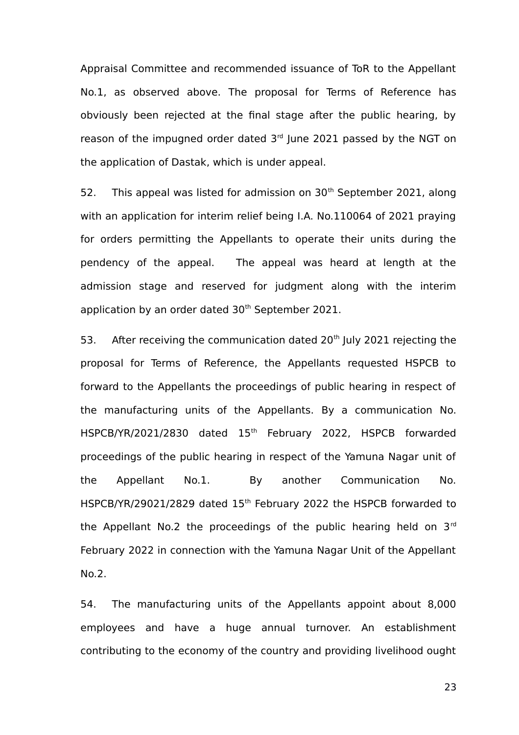Appraisal Committee and recommended issuance of ToR to the Appellant No.1, as observed above. The proposal for Terms of Reference has obviously been rejected at the final stage after the public hearing, by reason of the impugned order dated 3rd June 2021 passed by the NGT on the application of Dastak, which is under appeal.

52. This appeal was listed for admission on 30th September 2021, along with an application for interim relief being I.A. No.110064 of 2021 praying for orders permitting the Appellants to operate their units during the pendency of the appeal. The appeal was heard at length at the admission stage and reserved for judgment along with the interim application by an order dated 30th September 2021.

53. After receiving the communication dated 20th July 2021 rejecting the proposal for Terms of Reference, the Appellants requested HSPCB to forward to the Appellants the proceedings of public hearing in respect of the manufacturing units of the Appellants. By a communication No. HSPCB/YR/2021/2830 dated 15th February 2022, HSPCB forwarded proceedings of the public hearing in respect of the Yamuna Nagar unit of the Appellant No.1. By another Communication No. HSPCB/YR/29021/2829 dated 15th February 2022 the HSPCB forwarded to the Appellant No.2 the proceedings of the public hearing held on 3rd February 2022 in connection with the Yamuna Nagar Unit of the Appellant No.2.

54. The manufacturing units of the Appellants appoint about 8,000 employees and have a huge annual turnover. An establishment contributing to the economy of the country and providing livelihood ought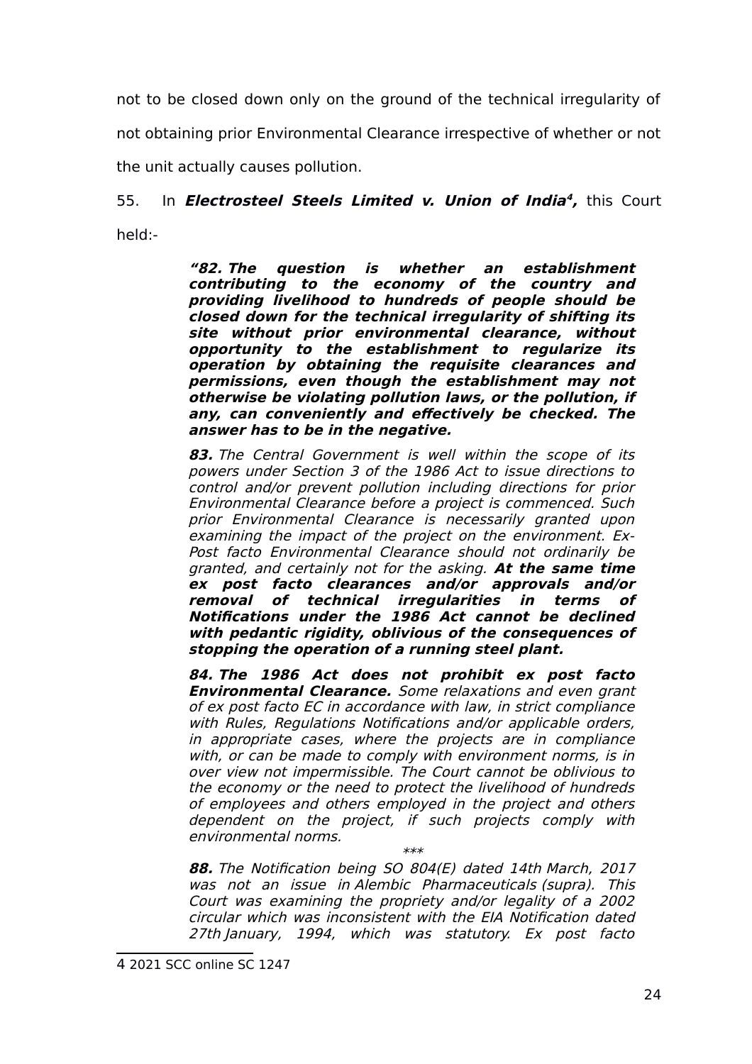not to be closed down only on the ground of the technical irregularity of not obtaining prior Environmental Clearance irrespective of whether or not the unit actually causes pollution.

55. In ***Electrosteel Steels Limited v. Union of India*[4],** this Court held:-

> ***"82. The question is whether an establishment contributing to the economy of the country and providing livelihood to hundreds of people should be closed down for the technical irregularity of shifting its site without prior environmental clearance, without opportunity to the establishment to regularize its operation by obtaining the requisite clearances and permissions, even though the establishment may not otherwise be violating pollution laws, or the pollution, if any, can conveniently and effectively be checked. The answer has to be in the negative.***
>
> ***83.*** *The Central Government is well within the scope of its powers under Section 3 of the 1986 Act to issue directions to control and/or prevent pollution including directions for prior Environmental Clearance before a project is commenced. Such prior Environmental Clearance is necessarily granted upon examining the impact of the project on the environment. Ex-Post facto Environmental Clearance should not ordinarily be granted, and certainly not for the asking.* ***At the same time ex post facto clearances and/or approvals and/or removal of technical irregularities in terms of Notifications under the 1986 Act cannot be declined with pedantic rigidity, oblivious of the consequences of stopping the operation of a running steel plant.***
>
> ***84. The 1986 Act does not prohibit ex post facto Environmental Clearance.*** *Some relaxations and even grant of ex post facto EC in accordance with law, in strict compliance with Rules, Regulations Notifications and/or applicable orders, in appropriate cases, where the projects are in compliance with, or can be made to comply with environment norms, is in over view not impermissible. The Court cannot be oblivious to the economy or the need to protect the livelihood of hundreds of employees and others employed in the project and others dependent on the project, if such projects comply with environmental norms.*
>
> \*\*\*
>
> ***88.*** *The Notification being SO 804(E) dated 14th March, 2017 was not an issue in Alembic Pharmaceuticals (supra). This Court was examining the propriety and/or legality of a 2002 circular which was inconsistent with the EIA Notification dated 27th January, 1994, which was statutory. Ex post facto*

---

[4] 2021 SCC online SC 1247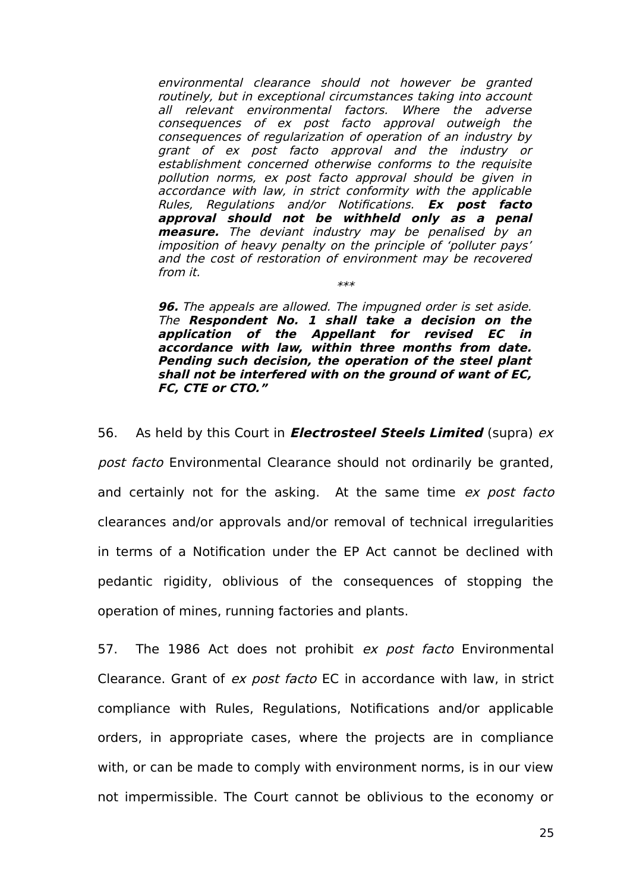> *environmental clearance should not however be granted routinely, but in exceptional circumstances taking into account all relevant environmental factors. Where the adverse consequences of ex post facto approval outweigh the consequences of regularization of operation of an industry by grant of ex post facto approval and the industry or establishment concerned otherwise conforms to the requisite pollution norms, ex post facto approval should be given in accordance with law, in strict conformity with the applicable Rules, Regulations and/or Notifications.* ***Ex post facto approval should not be withheld only as a penal measure.*** *The deviant industry may be penalised by an imposition of heavy penalty on the principle of 'polluter pays' and the cost of restoration of environment may be recovered from it.*
>
> \*\*\*
>
> ***96.*** *The appeals are allowed. The impugned order is set aside. The* ***Respondent No. 1 shall take a decision on the application of the Appellant for revised EC in accordance with law, within three months from date. Pending such decision, the operation of the steel plant shall not be interfered with on the ground of want of EC, FC, CTE or CTO."***

56. As held by this Court in ***Electrosteel Steels Limited*** (supra) *ex post facto* Environmental Clearance should not ordinarily be granted, and certainly not for the asking. At the same time *ex post facto* clearances and/or approvals and/or removal of technical irregularities in terms of a Notification under the EP Act cannot be declined with pedantic rigidity, oblivious of the consequences of stopping the operation of mines, running factories and plants.

57. The 1986 Act does not prohibit *ex post facto* Environmental Clearance. Grant of *ex post facto* EC in accordance with law, in strict compliance with Rules, Regulations, Notifications and/or applicable orders, in appropriate cases, where the projects are in compliance with, or can be made to comply with environment norms, is in our view not impermissible. The Court cannot be oblivious to the economy or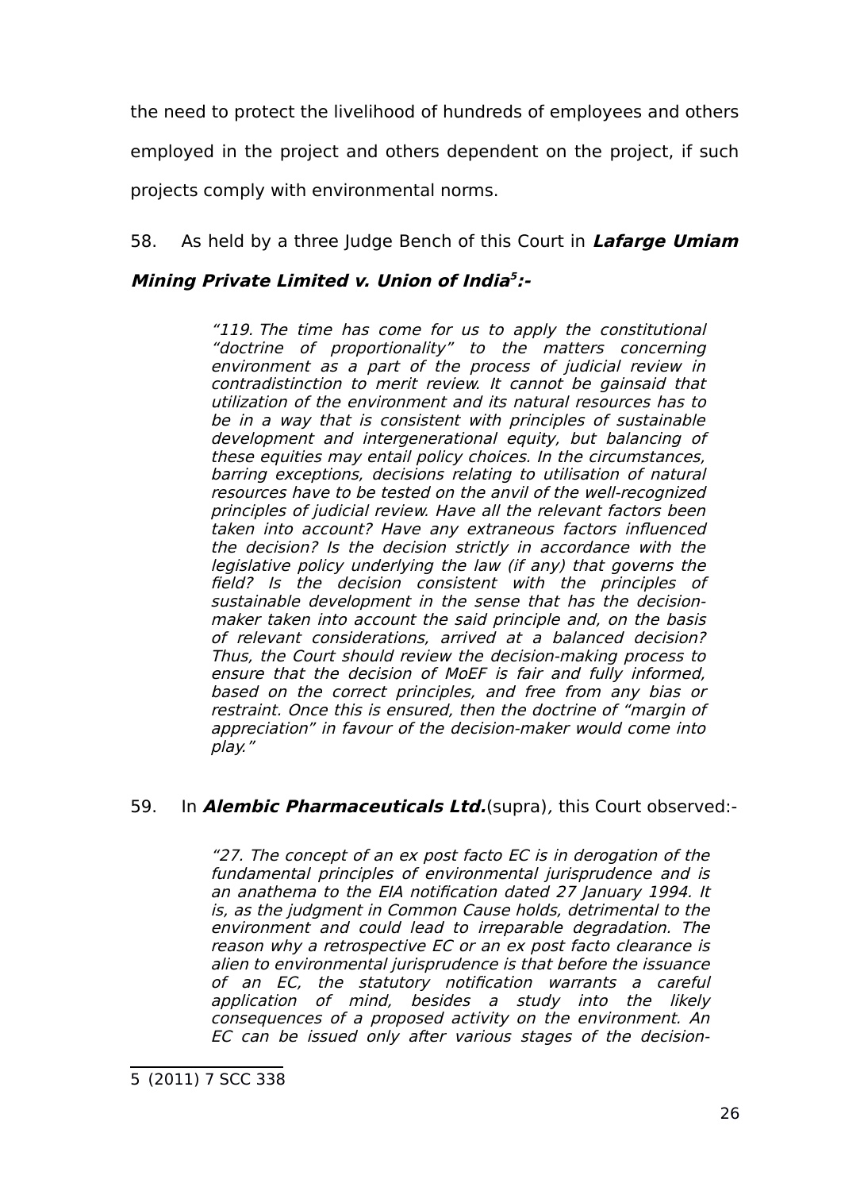the need to protect the livelihood of hundreds of employees and others employed in the project and others dependent on the project, if such projects comply with environmental norms.

58. As held by a three Judge Bench of this Court in ***Lafarge Umiam Mining Private Limited v. Union of India***[5]**:-**

> *"119. The time has come for us to apply the constitutional "doctrine of proportionality" to the matters concerning environment as a part of the process of judicial review in contradistinction to merit review. It cannot be gainsaid that utilization of the environment and its natural resources has to be in a way that is consistent with principles of sustainable development and intergenerational equity, but balancing of these equities may entail policy choices. In the circumstances, barring exceptions, decisions relating to utilisation of natural resources have to be tested on the anvil of the well-recognized principles of judicial review. Have all the relevant factors been taken into account? Have any extraneous factors influenced the decision? Is the decision strictly in accordance with the legislative policy underlying the law (if any) that governs the field? Is the decision consistent with the principles of sustainable development in the sense that has the decision-maker taken into account the said principle and, on the basis of relevant considerations, arrived at a balanced decision? Thus, the Court should review the decision-making process to ensure that the decision of MoEF is fair and fully informed, based on the correct principles, and free from any bias or restraint. Once this is ensured, then the doctrine of "margin of appreciation" in favour of the decision-maker would come into play."*

59. In ***Alembic Pharmaceuticals Ltd.***(supra), this Court observed:-

> *"27. The concept of an ex post facto EC is in derogation of the fundamental principles of environmental jurisprudence and is an anathema to the EIA notification dated 27 January 1994. It is, as the judgment in Common Cause holds, detrimental to the environment and could lead to irreparable degradation. The reason why a retrospective EC or an ex post facto clearance is alien to environmental jurisprudence is that before the issuance of an EC, the statutory notification warrants a careful application of mind, besides a study into the likely consequences of a proposed activity on the environment. An EC can be issued only after various stages of the decision-*

---

5 (2011) 7 SCC 338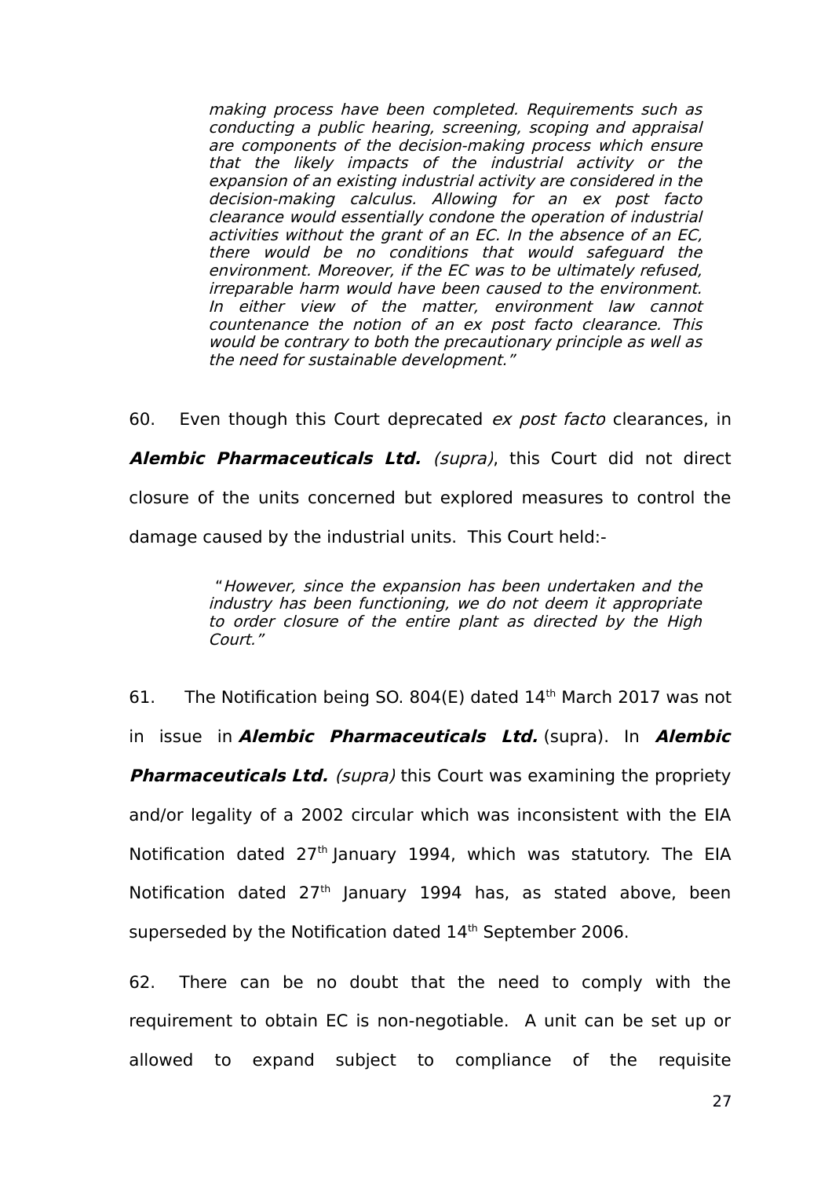> *making process have been completed. Requirements such as conducting a public hearing, screening, scoping and appraisal are components of the decision-making process which ensure that the likely impacts of the industrial activity or the expansion of an existing industrial activity are considered in the decision-making calculus. Allowing for an ex post facto clearance would essentially condone the operation of industrial activities without the grant of an EC. In the absence of an EC, there would be no conditions that would safeguard the environment. Moreover, if the EC was to be ultimately refused, irreparable harm would have been caused to the environment. In either view of the matter, environment law cannot countenance the notion of an ex post facto clearance. This would be contrary to both the precautionary principle as well as the need for sustainable development."*

60. Even though this Court deprecated *ex post facto* clearances, in ***Alembic Pharmaceuticals Ltd.*** *(supra)*, this Court did not direct closure of the units concerned but explored measures to control the damage caused by the industrial units. This Court held:-

> *"However, since the expansion has been undertaken and the industry has been functioning, we do not deem it appropriate to order closure of the entire plant as directed by the High Court."*

61. The Notification being SO. 804(E) dated 14th March 2017 was not in issue in ***Alembic Pharmaceuticals Ltd.*** (supra). In ***Alembic Pharmaceuticals Ltd.*** *(supra)* this Court was examining the propriety and/or legality of a 2002 circular which was inconsistent with the EIA Notification dated 27th January 1994, which was statutory. The EIA Notification dated 27th January 1994 has, as stated above, been superseded by the Notification dated 14th September 2006.

62. There can be no doubt that the need to comply with the requirement to obtain EC is non-negotiable. A unit can be set up or allowed to expand subject to compliance of the requisite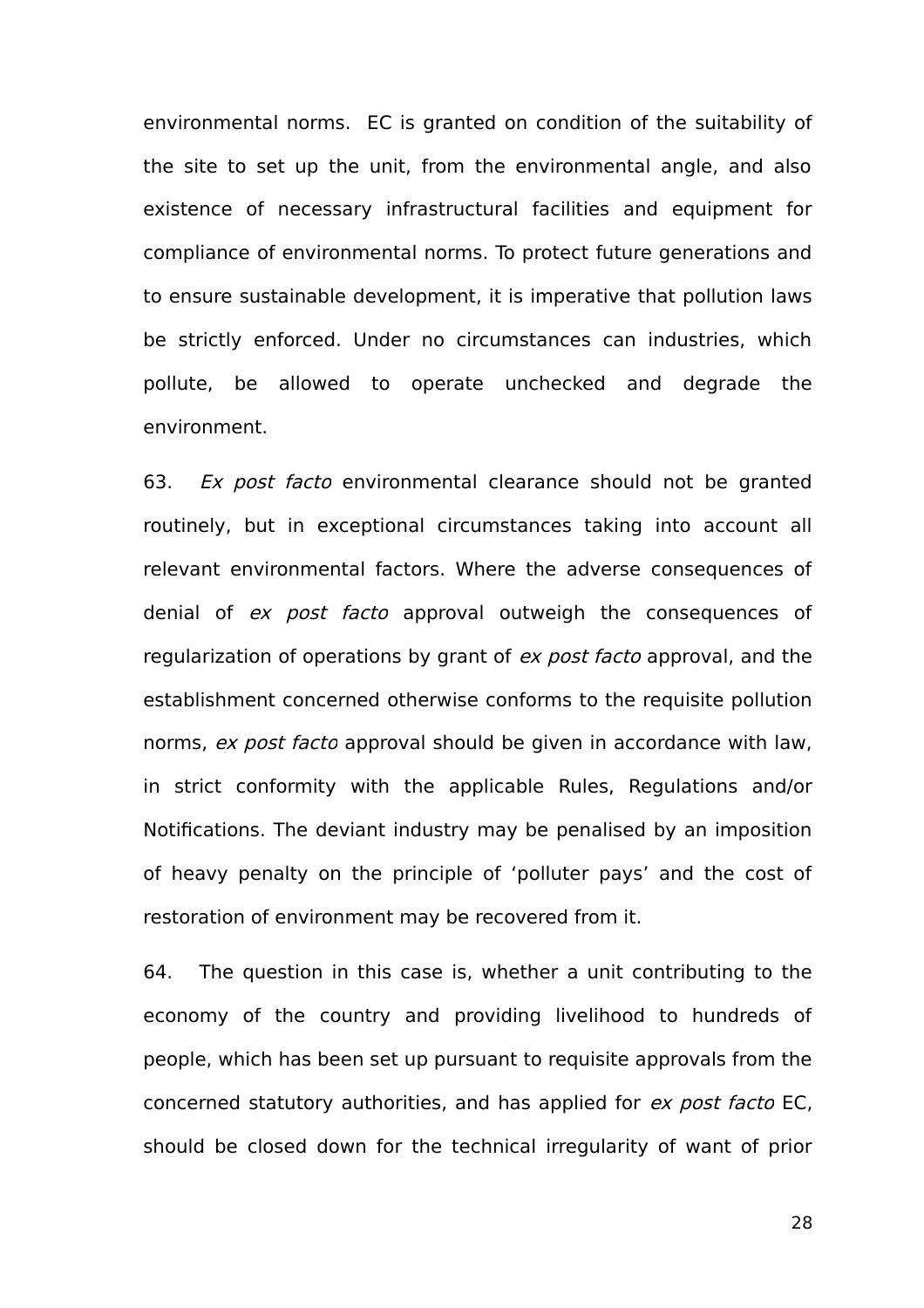environmental norms. EC is granted on condition of the suitability of the site to set up the unit, from the environmental angle, and also existence of necessary infrastructural facilities and equipment for compliance of environmental norms. To protect future generations and to ensure sustainable development, it is imperative that pollution laws be strictly enforced. Under no circumstances can industries, which pollute, be allowed to operate unchecked and degrade the environment.

63. *Ex post facto* environmental clearance should not be granted routinely, but in exceptional circumstances taking into account all relevant environmental factors. Where the adverse consequences of denial of *ex post facto* approval outweigh the consequences of regularization of operations by grant of *ex post facto* approval, and the establishment concerned otherwise conforms to the requisite pollution norms, *ex post facto* approval should be given in accordance with law, in strict conformity with the applicable Rules, Regulations and/or Notifications. The deviant industry may be penalised by an imposition of heavy penalty on the principle of 'polluter pays' and the cost of restoration of environment may be recovered from it.

64. The question in this case is, whether a unit contributing to the economy of the country and providing livelihood to hundreds of people, which has been set up pursuant to requisite approvals from the concerned statutory authorities, and has applied for *ex post facto* EC, should be closed down for the technical irregularity of want of prior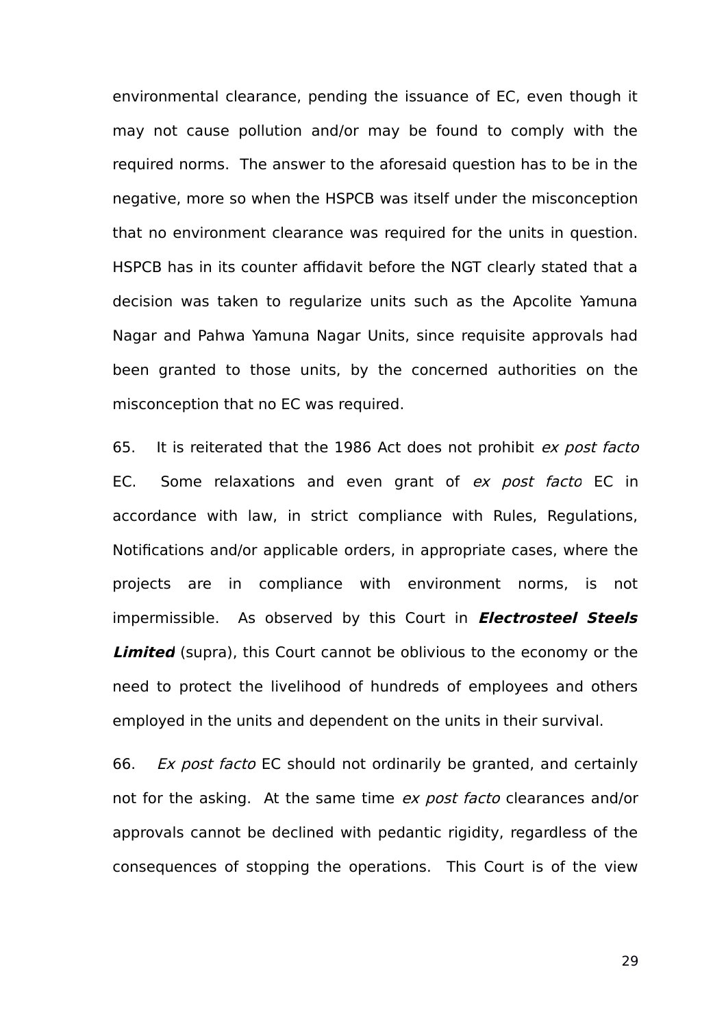environmental clearance, pending the issuance of EC, even though it may not cause pollution and/or may be found to comply with the required norms. The answer to the aforesaid question has to be in the negative, more so when the HSPCB was itself under the misconception that no environment clearance was required for the units in question. HSPCB has in its counter affidavit before the NGT clearly stated that a decision was taken to regularize units such as the Apcolite Yamuna Nagar and Pahwa Yamuna Nagar Units, since requisite approvals had been granted to those units, by the concerned authorities on the misconception that no EC was required.

65. It is reiterated that the 1986 Act does not prohibit *ex post facto* EC. Some relaxations and even grant of *ex post facto* EC in accordance with law, in strict compliance with Rules, Regulations, Notifications and/or applicable orders, in appropriate cases, where the projects are in compliance with environment norms, is not impermissible. As observed by this Court in ***Electrosteel Steels Limited*** (supra), this Court cannot be oblivious to the economy or the need to protect the livelihood of hundreds of employees and others employed in the units and dependent on the units in their survival.

66. *Ex post facto* EC should not ordinarily be granted, and certainly not for the asking. At the same time *ex post facto* clearances and/or approvals cannot be declined with pedantic rigidity, regardless of the consequences of stopping the operations. This Court is of the view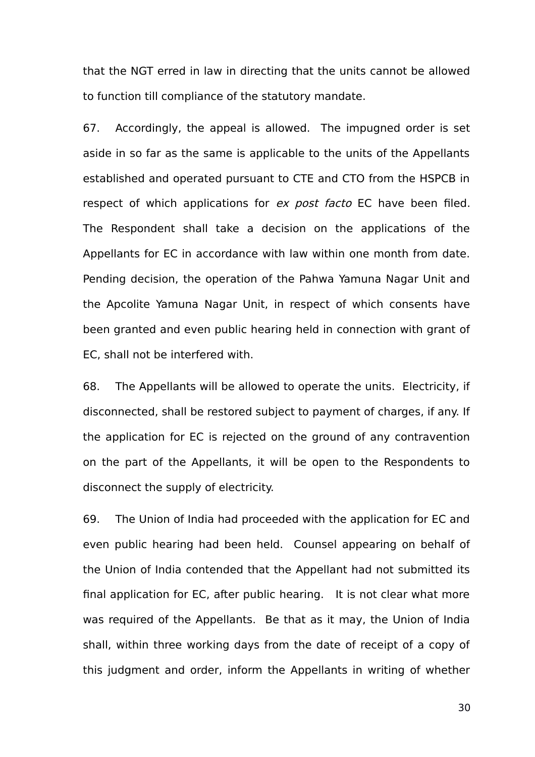that the NGT erred in law in directing that the units cannot be allowed to function till compliance of the statutory mandate.

67. Accordingly, the appeal is allowed. The impugned order is set aside in so far as the same is applicable to the units of the Appellants established and operated pursuant to CTE and CTO from the HSPCB in respect of which applications for *ex post facto* EC have been filed. The Respondent shall take a decision on the applications of the Appellants for EC in accordance with law within one month from date. Pending decision, the operation of the Pahwa Yamuna Nagar Unit and the Apcolite Yamuna Nagar Unit, in respect of which consents have been granted and even public hearing held in connection with grant of EC, shall not be interfered with.

68. The Appellants will be allowed to operate the units. Electricity, if disconnected, shall be restored subject to payment of charges, if any. If the application for EC is rejected on the ground of any contravention on the part of the Appellants, it will be open to the Respondents to disconnect the supply of electricity.

69. The Union of India had proceeded with the application for EC and even public hearing had been held. Counsel appearing on behalf of the Union of India contended that the Appellant had not submitted its final application for EC, after public hearing. It is not clear what more was required of the Appellants. Be that as it may, the Union of India shall, within three working days from the date of receipt of a copy of this judgment and order, inform the Appellants in writing of whether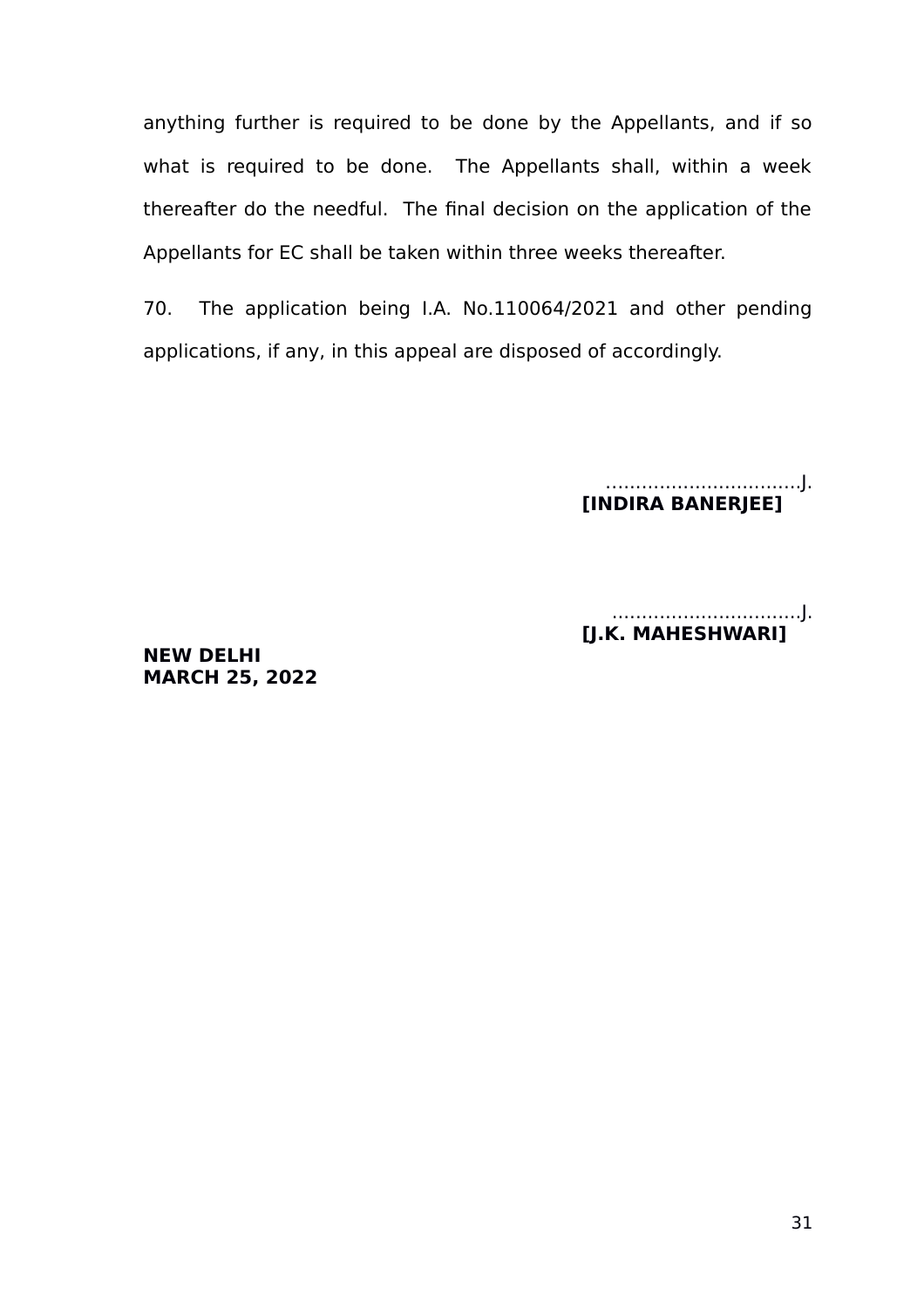anything further is required to be done by the Appellants, and if so what is required to be done. The Appellants shall, within a week thereafter do the needful. The final decision on the application of the Appellants for EC shall be taken within three weeks thereafter.

70. The application being I.A. No.110064/2021 and other pending applications, if any, in this appeal are disposed of accordingly.

.................................J.
**[INDIRA BANERJEE]**

................................J.
**[J.K. MAHESHWARI]**

**NEW DELHI**
**MARCH 25, 2022**